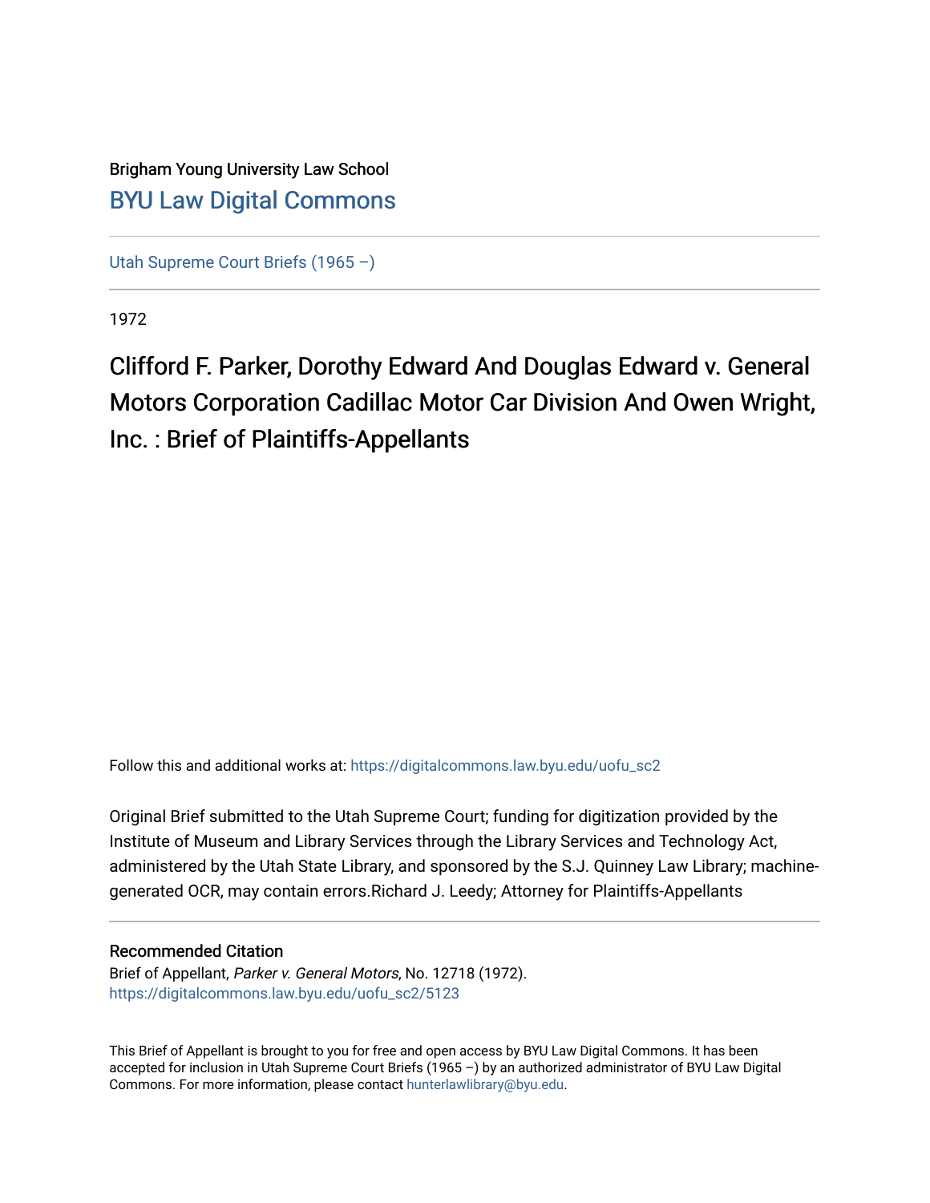Brigham Young University Law School

[BYU Law Digital Commons](https://digitalcommons.law.byu.edu)

[Utah Supreme Court Briefs (1965 –)](https://digitalcommons.law.byu.edu/uofu_sc2)

1972

# Clifford F. Parker, Dorothy Edward And Douglas Edward v. General Motors Corporation Cadillac Motor Car Division And Owen Wright, Inc. : Brief of Plaintiffs-Appellants

Follow this and additional works at: https://digitalcommons.law.byu.edu/uofu_sc2

Original Brief submitted to the Utah Supreme Court; funding for digitization provided by the Institute of Museum and Library Services through the Library Services and Technology Act, administered by the Utah State Library, and sponsored by the S.J. Quinney Law Library; machine-generated OCR, may contain errors.Richard J. Leedy; Attorney for Plaintiffs-Appellants

## Recommended Citation

Brief of Appellant, *Parker v. General Motors*, No. 12718 (1972).
https://digitalcommons.law.byu.edu/uofu_sc2/5123

This Brief of Appellant is brought to you for free and open access by BYU Law Digital Commons. It has been accepted for inclusion in Utah Supreme Court Briefs (1965 –) by an authorized administrator of BYU Law Digital Commons. For more information, please contact hunterlawlibrary@byu.edu.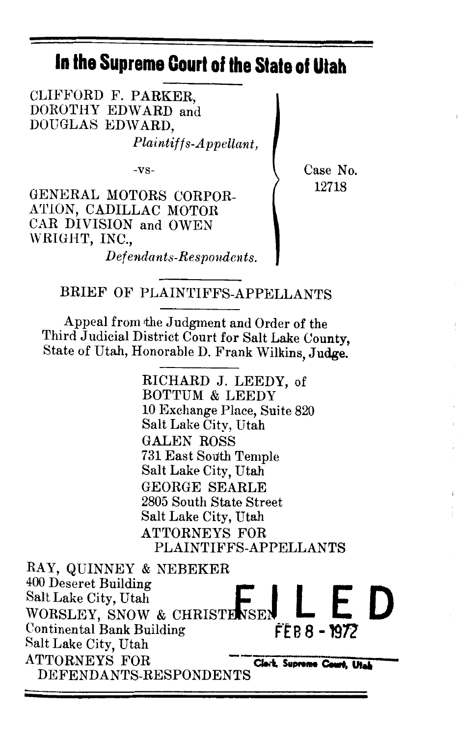# In the Supreme Court of the State of Utah

CLIFFORD F. PARKER,
DOROTHY EDWARD and
DOUGLAS EDWARD,

*Plaintiffs-Appellant,*

-vs-

GENERAL MOTORS CORPORATION, CADILLAC MOTOR CAR DIVISION and OWEN WRIGHT, INC.,

*Defendants-Respondents.*

Case No. 12718

BRIEF OF PLAINTIFFS-APPELLANTS

Appeal from the Judgment and Order of the Third Judicial District Court for Salt Lake County, State of Utah, Honorable D. Frank Wilkins, Judge.

RICHARD J. LEEDY, of
BOTTUM & LEEDY
10 Exchange Place, Suite 820
Salt Lake City, Utah

GALEN ROSS
731 East South Temple
Salt Lake City, Utah

GEORGE SEARLE
2805 South State Street
Salt Lake City, Utah

ATTORNEYS FOR PLAINTIFFS-APPELLANTS

RAY, QUINNEY & NEBEKER
400 Deseret Building
Salt Lake City, Utah

WORSLEY, SNOW & CHRISTENSEN
Continental Bank Building
Salt Lake City, Utah

ATTORNEYS FOR DEFENDANTS-RESPONDENTS

FILED
FEB 8 - 1972
Clerk, Supreme Court, Utah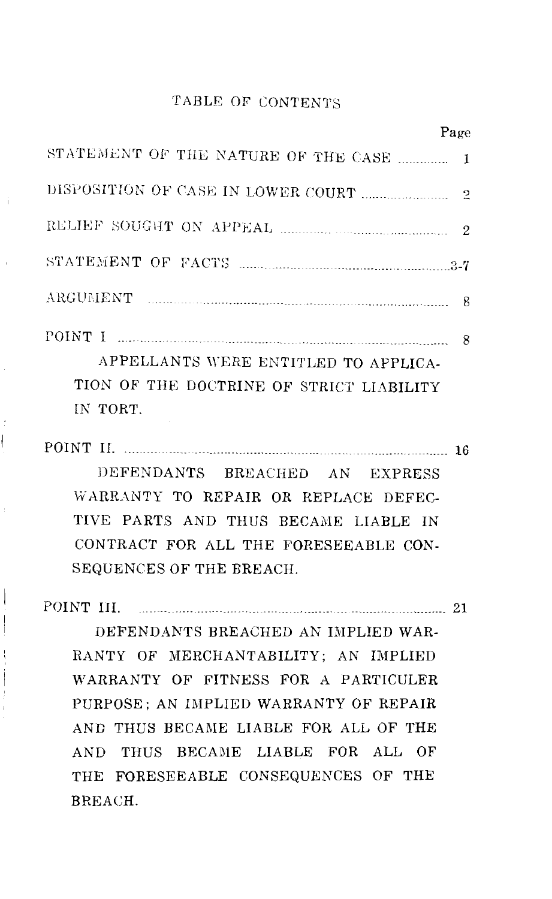# TABLE OF CONTENTS

| | Page |
|---|---|
| STATEMENT OF THE NATURE OF THE CASE | 1 |
| DISPOSITION OF CASE IN LOWER COURT | 2 |
| RELIEF SOUGHT ON APPEAL | 2 |
| STATEMENT OF FACTS | 3-7 |
| ARGUMENT | 8 |
| POINT I<br>APPELLANTS WERE ENTITLED TO APPLICATION OF THE DOCTRINE OF STRICT LIABILITY IN TORT. | 8 |
| POINT II.<br>DEFENDANTS BREACHED AN EXPRESS WARRANTY TO REPAIR OR REPLACE DEFECTIVE PARTS AND THUS BECAME LIABLE IN CONTRACT FOR ALL THE FORESEEABLE CONSEQUENCES OF THE BREACH. | 16 |
| POINT III.<br>DEFENDANTS BREACHED AN IMPLIED WARRANTY OF MERCHANTABILITY; AN IMPLIED WARRANTY OF FITNESS FOR A PARTICULER PURPOSE; AN IMPLIED WARRANTY OF REPAIR AND THUS BECAME LIABLE FOR ALL OF THE AND THUS BECAME LIABLE FOR ALL OF THE FORESEEABLE CONSEQUENCES OF THE BREACH. | 21 |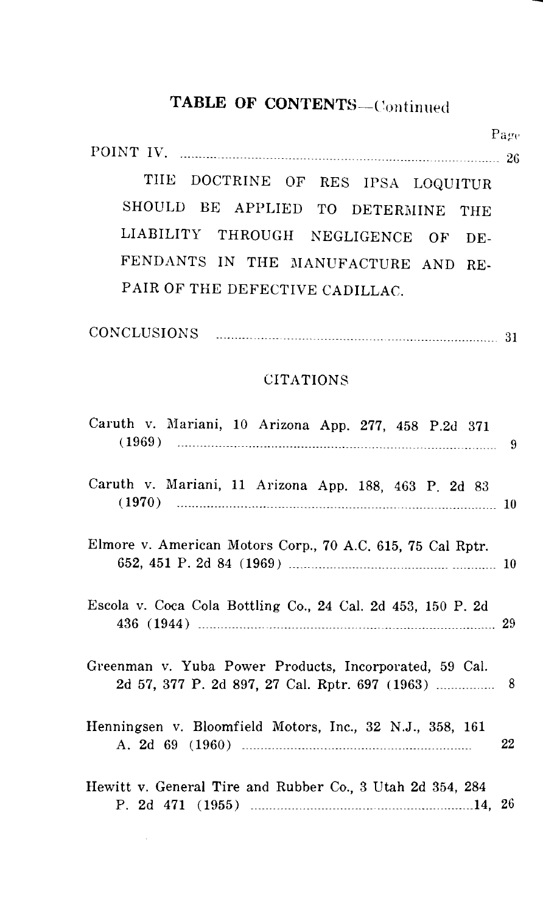## TABLE OF CONTENTS—Continued

| | Page |
|---|---|
| POINT IV. | 26 |
| THE DOCTRINE OF RES IPSA LOQUITUR SHOULD BE APPLIED TO DETERMINE THE LIABILITY THROUGH NEGLIGENCE OF DEFENDANTS IN THE MANUFACTURE AND REPAIR OF THE DEFECTIVE CADILLAC. | |
| CONCLUSIONS | 31 |

## CITATIONS

| | |
|---|---|
| Caruth v. Mariani, 10 Arizona App. 277, 458 P.2d 371 (1969) | 9 |
| Caruth v. Mariani, 11 Arizona App. 188, 463 P. 2d 83 (1970) | 10 |
| Elmore v. American Motors Corp., 70 A.C. 615, 75 Cal Rptr. 652, 451 P. 2d 84 (1969) | 10 |
| Escola v. Coca Cola Bottling Co., 24 Cal. 2d 453, 150 P. 2d 436 (1944) | 29 |
| Greenman v. Yuba Power Products, Incorporated, 59 Cal. 2d 57, 377 P. 2d 897, 27 Cal. Rptr. 697 (1963) | 8 |
| Henningsen v. Bloomfield Motors, Inc., 32 N.J., 358, 161 A. 2d 69 (1960) | 22 |
| Hewitt v. General Tire and Rubber Co., 3 Utah 2d 354, 284 P. 2d 471 (1955) | 14, 26 |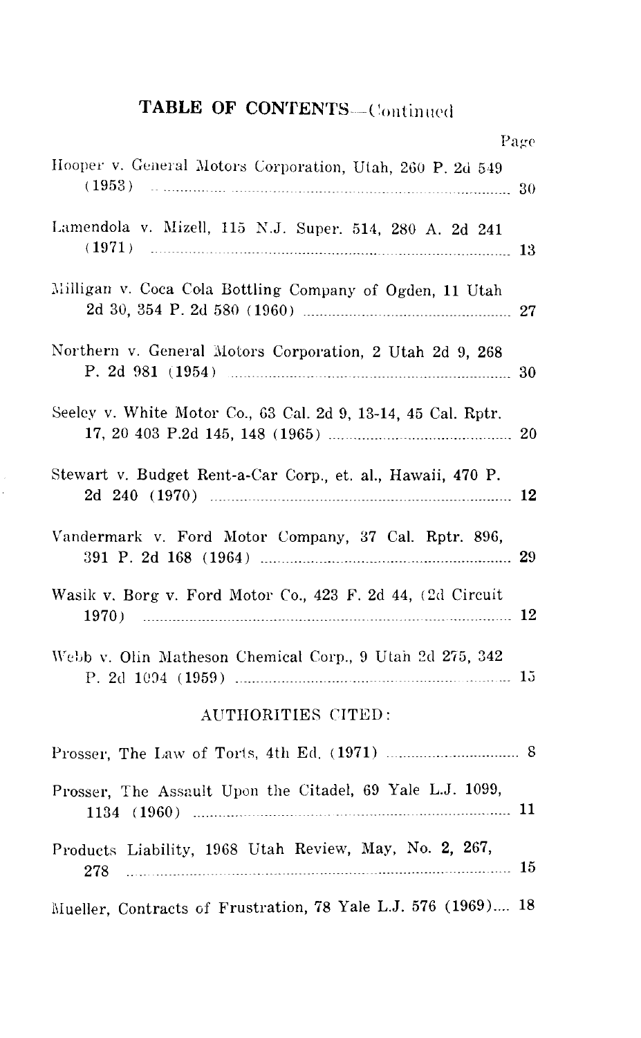## TABLE OF CONTENTS—Continued

| | Page |
|---|---|
| Hooper v. General Motors Corporation, Utah, 260 P. 2d 549 (1953) | 30 |
| Lamendola v. Mizell, 115 N.J. Super. 514, 280 A. 2d 241 (1971) | 13 |
| Milligan v. Coca Cola Bottling Company of Ogden, 11 Utah 2d 30, 354 P. 2d 580 (1960) | 27 |
| Northern v. General Motors Corporation, 2 Utah 2d 9, 268 P. 2d 981 (1954) | 30 |
| Seeley v. White Motor Co., 63 Cal. 2d 9, 13-14, 45 Cal. Rptr. 17, 20 403 P.2d 145, 148 (1965) | 20 |
| Stewart v. Budget Rent-a-Car Corp., et. al., Hawaii, 470 P. 2d 240 (1970) | 12 |
| Vandermark v. Ford Motor Company, 37 Cal. Rptr. 896, 391 P. 2d 168 (1964) | 29 |
| Wasik v. Borg v. Ford Motor Co., 423 F. 2d 44, (2d Circuit 1970) | 12 |
| Webb v. Olin Matheson Chemical Corp., 9 Utah 2d 275, 342 P. 2d 1094 (1959) | 15 |

### AUTHORITIES CITED:

| | |
|---|---|
| Prosser, The Law of Torts, 4th Ed. (1971) | 8 |
| Prosser, The Assault Upon the Citadel, 69 Yale L.J. 1099, 1134 (1960) | 11 |
| Products Liability, 1968 Utah Review, May, No. 2, 267, 278 | 15 |
| Mueller, Contracts of Frustration, 78 Yale L.J. 576 (1969) | 18 |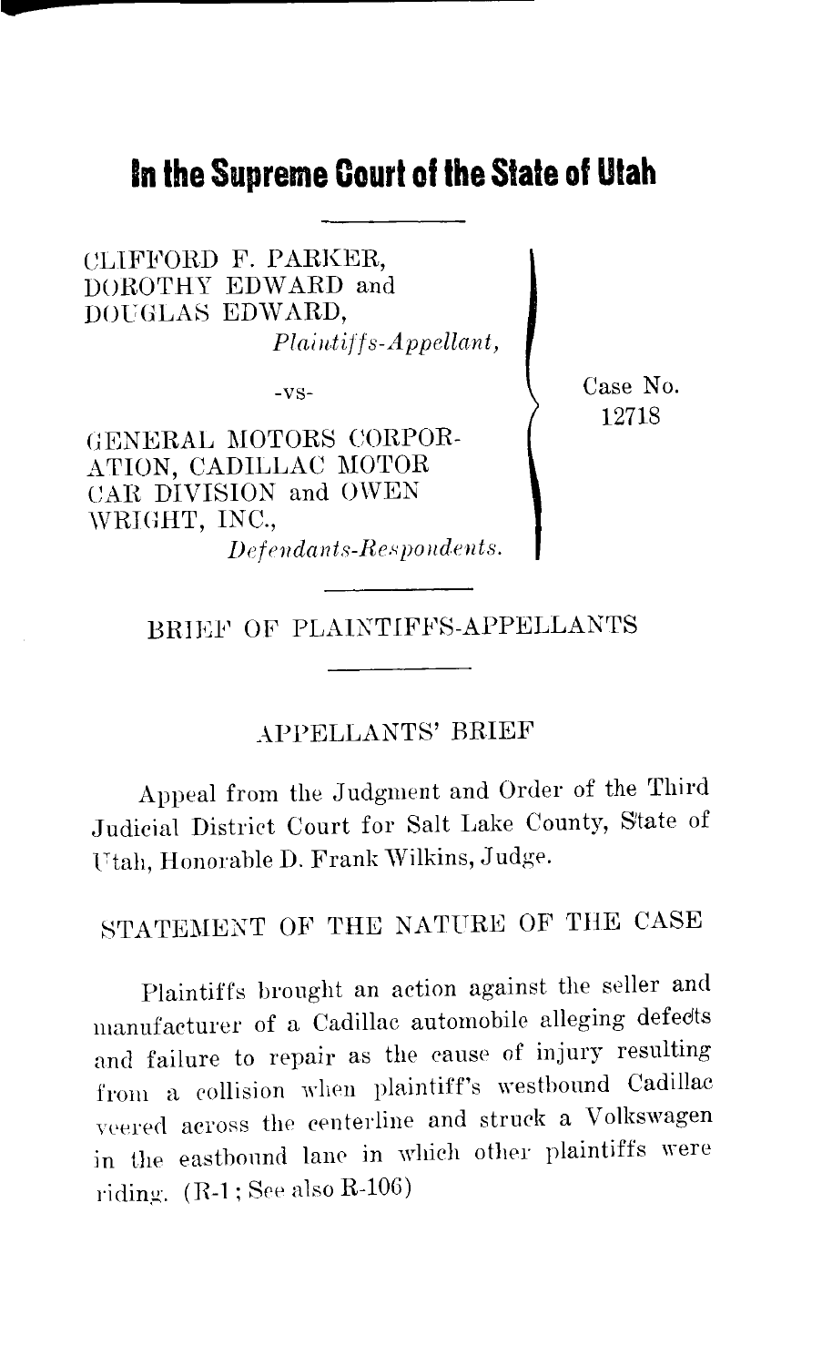# In the Supreme Court of the State of Utah

CLIFFORD F. PARKER,
DOROTHY EDWARD and
DOUGLAS EDWARD,
*Plaintiffs-Appellant,*

-vs-

GENERAL MOTORS CORPORATION, CADILLAC MOTOR CAR DIVISION and OWEN WRIGHT, INC.,
*Defendants-Respondents.*

Case No. 12718

BRIEF OF PLAINTIFFS-APPELLANTS

APPELLANTS' BRIEF

Appeal from the Judgment and Order of the Third Judicial District Court for Salt Lake County, State of Utah, Honorable D. Frank Wilkins, Judge.

## STATEMENT OF THE NATURE OF THE CASE

Plaintiffs brought an action against the seller and manufacturer of a Cadillac automobile alleging defects and failure to repair as the cause of injury resulting from a collision when plaintiff's westbound Cadillac veered across the centerline and struck a Volkswagen in the eastbound lane in which other plaintiffs were riding. (R-1; See also R-106)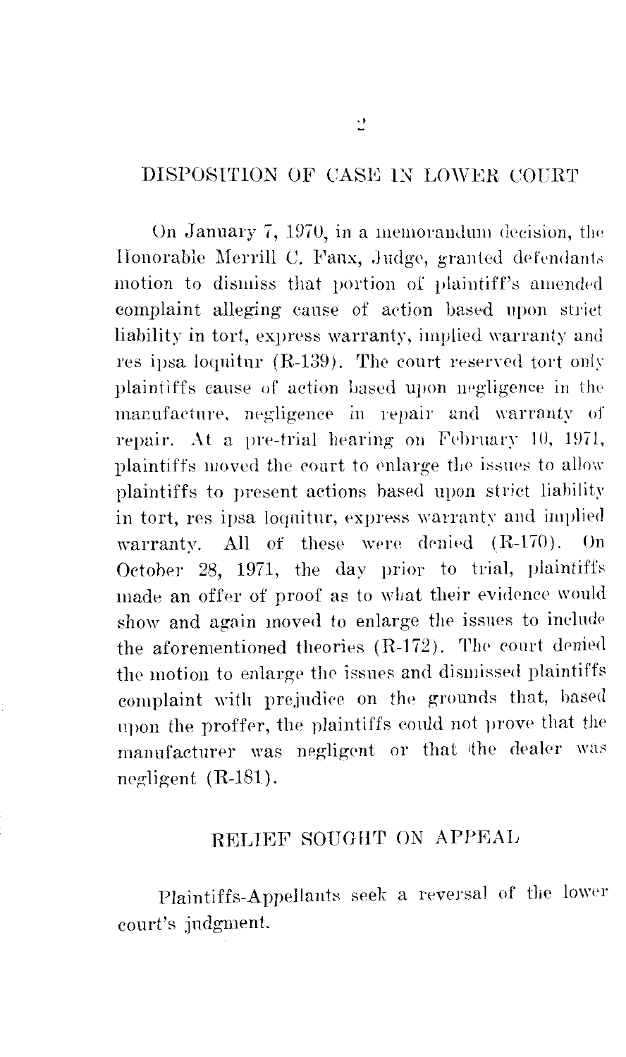## DISPOSITION OF CASE IN LOWER COURT

On January 7, 1970, in a memorandum decision, the Honorable Merrill C. Faux, Judge, granted defendants motion to dismiss that portion of plaintiff's amended complaint alleging cause of action based upon strict liability in tort, express warranty, implied warranty and res ipsa loquitur (R-139). The court reserved tort only plaintiffs cause of action based upon negligence in the manufacture, negligence in repair and warranty of repair. At a pre-trial hearing on February 10, 1971, plaintiffs moved the court to enlarge the issues to allow plaintiffs to present actions based upon strict liability in tort, res ipsa loquitur, express warranty and implied warranty. All of these were denied (R-170). On October 28, 1971, the day prior to trial, plaintiffs made an offer of proof as to what their evidence would show and again moved to enlarge the issues to include the aforementioned theories (R-172). The court denied the motion to enlarge the issues and dismissed plaintiffs complaint with prejudice on the grounds that, based upon the proffer, the plaintiffs could not prove that the manufacturer was negligent or that the dealer was negligent (R-181).

## RELIEF SOUGHT ON APPEAL

Plaintiffs-Appellants seek a reversal of the lower court's judgment.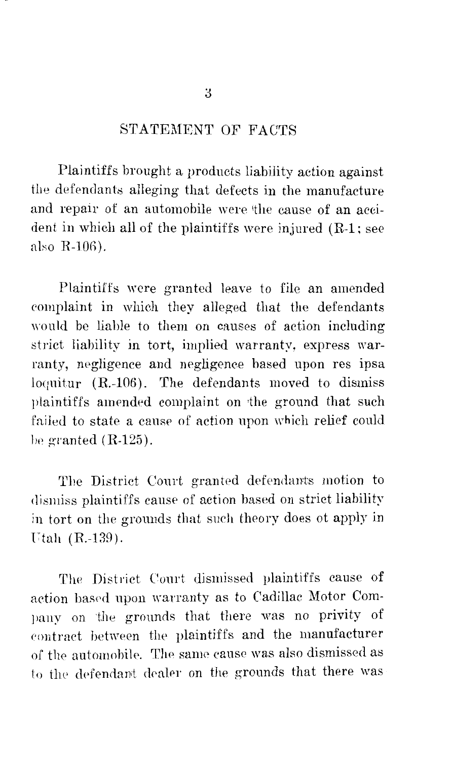## STATEMENT OF FACTS

Plaintiffs brought a products liability action against the defendants alleging that defects in the manufacture and repair of an automobile were the cause of an accident in which all of the plaintiffs were injured (R-1; see also R-106).

Plaintiffs were granted leave to file an amended complaint in which they alleged that the defendants would be liable to them on causes of action including strict liability in tort, implied warranty, express warranty, negligence and negligence based upon res ipsa loquitur (R.-106). The defendants moved to dismiss plaintiffs amended complaint on the ground that such failed to state a cause of action upon which relief could be granted (R-125).

The District Court granted defendants motion to dismiss plaintiffs cause of action based on strict liability in tort on the grounds that such theory does ot apply in Utah (R.-139).

The District Court dismissed plaintiffs cause of action based upon warranty as to Cadillac Motor Company on the grounds that there was no privity of contract between the plaintiffs and the manufacturer of the automobile. The same cause was also dismissed as to the defendant dealer on the grounds that there was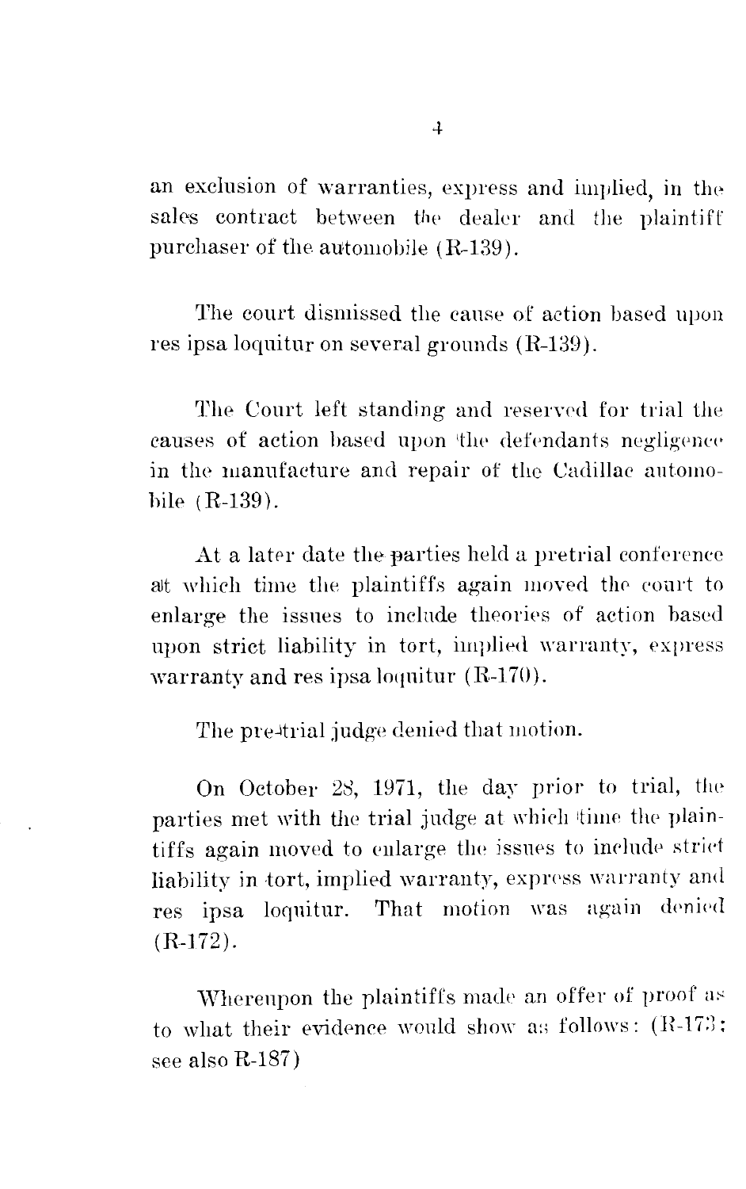an exclusion of warranties, express and implied, in the sales contract between the dealer and the plaintiff purchaser of the automobile (R-139).

The court dismissed the cause of action based upon res ipsa loquitur on several grounds (R-139).

The Court left standing and reserved for trial the causes of action based upon the defendants negligence in the manufacture and repair of the Cadillac automobile (R-139).

At a later date the parties held a pretrial conference at which time the plaintiffs again moved the court to enlarge the issues to include theories of action based upon strict liability in tort, implied warranty, express warranty and res ipsa loquitur (R-170).

The pre-trial judge denied that motion.

On October 28, 1971, the day prior to trial, the parties met with the trial judge at which time the plaintiffs again moved to enlarge the issues to include strict liability in tort, implied warranty, express warranty and res ipsa loquitur. That motion was again denied (R-172).

Whereupon the plaintiffs made an offer of proof as to what their evidence would show as follows: (R-173; see also R-187)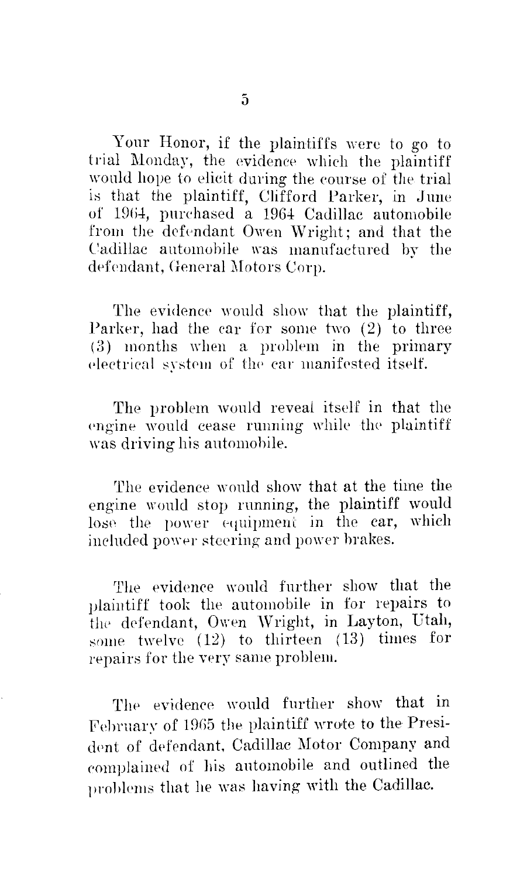Your Honor, if the plaintiffs were to go to trial Monday, the evidence which the plaintiff would hope to elicit during the course of the trial is that the plaintiff, Clifford Parker, in June of 1964, purchased a 1964 Cadillac automobile from the defendant Owen Wright; and that the Cadillac automobile was manufactured by the defendant, General Motors Corp.

The evidence would show that the plaintiff, Parker, had the car for some two (2) to three (3) months when a problem in the primary electrical system of the car manifested itself.

The problem would reveal itself in that the engine would cease running while the plaintiff was driving his automobile.

The evidence would show that at the time the engine would stop running, the plaintiff would lose the power equipment in the car, which included power steering and power brakes.

The evidence would further show that the plaintiff took the automobile in for repairs to the defendant, Owen Wright, in Layton, Utah, some twelve (12) to thirteen (13) times for repairs for the very same problem.

The evidence would further show that in February of 1965 the plaintiff wrote to the President of defendant, Cadillac Motor Company and complained of his automobile and outlined the problems that he was having with the Cadillac.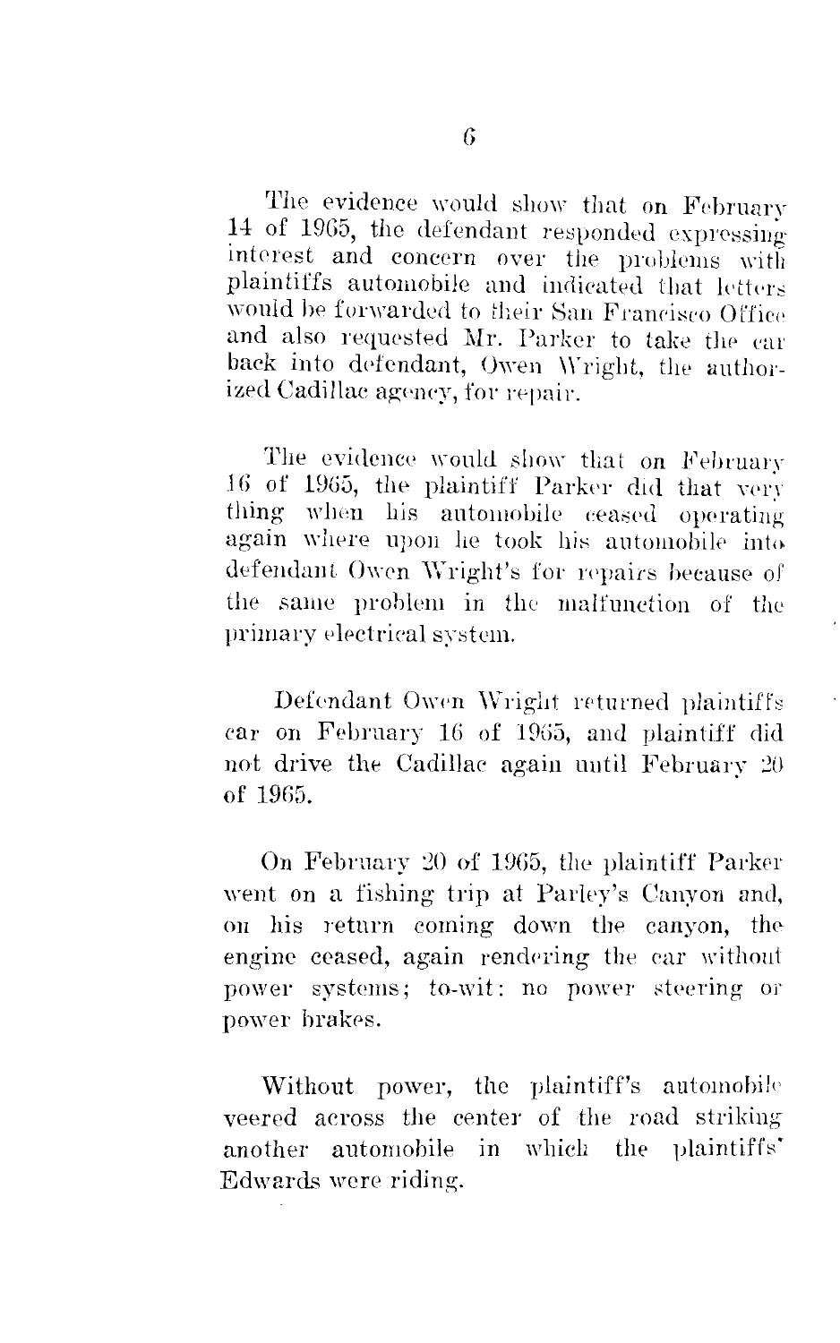The evidence would show that on February 14 of 1965, the defendant responded expressing interest and concern over the problems with plaintiffs automobile and indicated that letters would be forwarded to their San Francisco Office and also requested Mr. Parker to take the car back into defendant, Owen Wright, the authorized Cadillac agency, for repair.

The evidence would show that on February 16 of 1965, the plaintiff Parker did that very thing when his automobile ceased operating again where upon he took his automobile into defendant Owen Wright's for repairs because of the same problem in the malfunction of the primary electrical system.

Defendant Owen Wright returned plaintiffs car on February 16 of 1965, and plaintiff did not drive the Cadillac again until February 20 of 1965.

On February 20 of 1965, the plaintiff Parker went on a fishing trip at Parley's Canyon and, on his return coming down the canyon, the engine ceased, again rendering the car without power systems; to-wit: no power steering or power brakes.

Without power, the plaintiff's automobile veered across the center of the road striking another automobile in which the plaintiffs' Edwards were riding.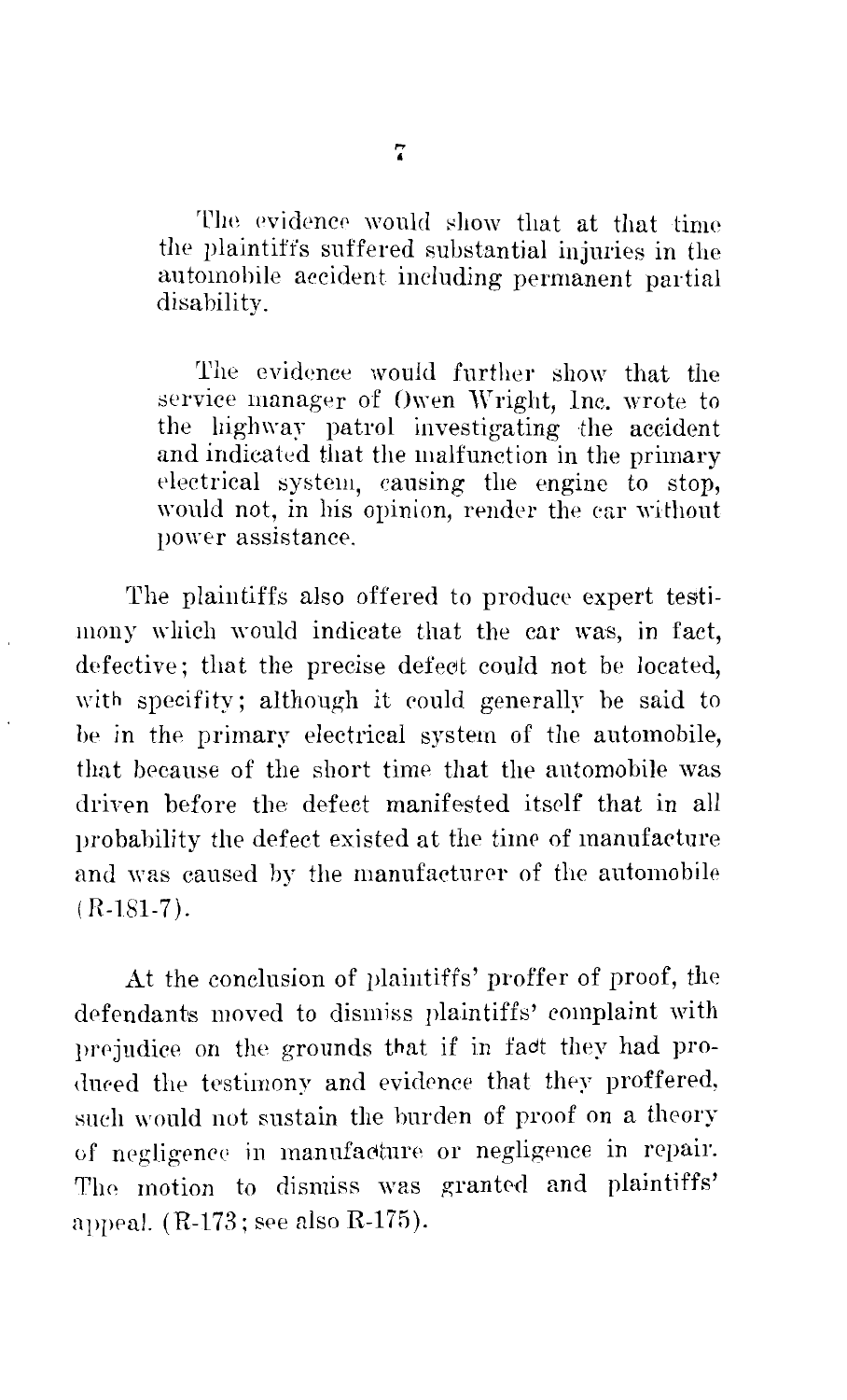The evidence would show that at that time the plaintiffs suffered substantial injuries in the automobile accident including permanent partial disability.

The evidence would further show that the service manager of Owen Wright, Inc. wrote to the highway patrol investigating the accident and indicated that the malfunction in the primary electrical system, causing the engine to stop, would not, in his opinion, render the car without power assistance.

The plaintiffs also offered to produce expert testimony which would indicate that the car was, in fact, defective; that the precise defect could not be located, with specifity; although it could generally be said to be in the primary electrical system of the automobile, that because of the short time that the automobile was driven before the defect manifested itself that in all probability the defect existed at the time of manufacture and was caused by the manufacturer of the automobile (R-181-7).

At the conclusion of plaintiffs' proffer of proof, the defendants moved to dismiss plaintiffs' complaint with prejudice on the grounds that if in fact they had produced the testimony and evidence that they proffered, such would not sustain the burden of proof on a theory of negligence in manufacture or negligence in repair. The motion to dismiss was granted and plaintiffs' appeal. (R-173; see also R-175).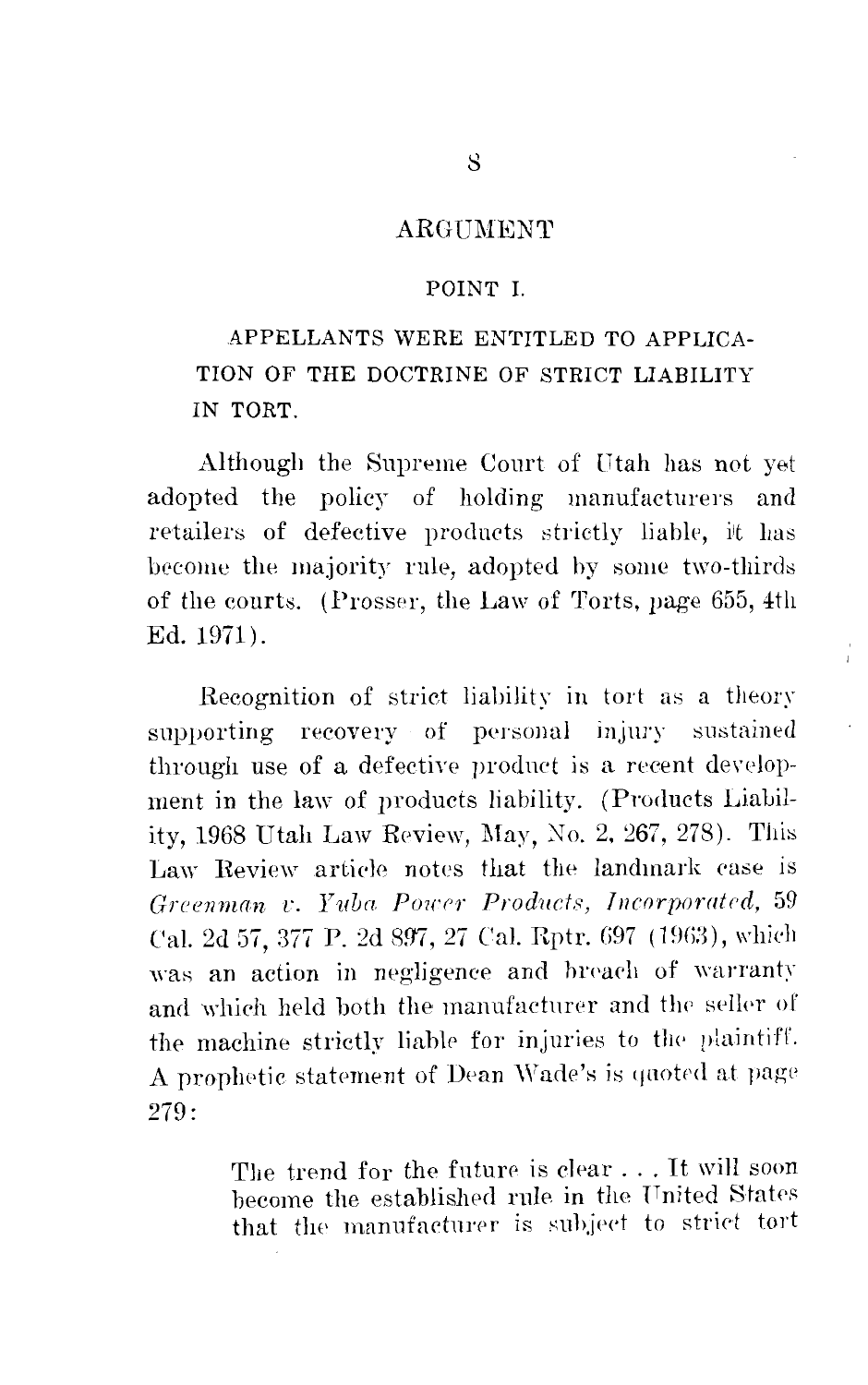## ARGUMENT

### POINT I.

### APPELLANTS WERE ENTITLED TO APPLICATION OF THE DOCTRINE OF STRICT LIABILITY IN TORT.

Although the Supreme Court of Utah has not yet adopted the policy of holding manufacturers and retailers of defective products strictly liable, it has become the majority rule, adopted by some two-thirds of the courts. (Prosser, the Law of Torts, page 655, 4th Ed. 1971).

Recognition of strict liability in tort as a theory supporting recovery of personal injury sustained through use of a defective product is a recent development in the law of products liability. (Products Liability, 1968 Utah Law Review, May, No. 2, 267, 278). This Law Review article notes that the landmark case is *Greenman v. Yuba Power Products, Incorporated,* 59 Cal. 2d 57, 377 P. 2d 897, 27 Cal. Rptr. 697 (1963), which was an action in negligence and breach of warranty and which held both the manufacturer and the seller of the machine strictly liable for injuries to the plaintiff. A prophetic statement of Dean Wade's is quoted at page 279:

> The trend for the future is clear . . . It will soon become the established rule in the United States that the manufacturer is subject to strict tort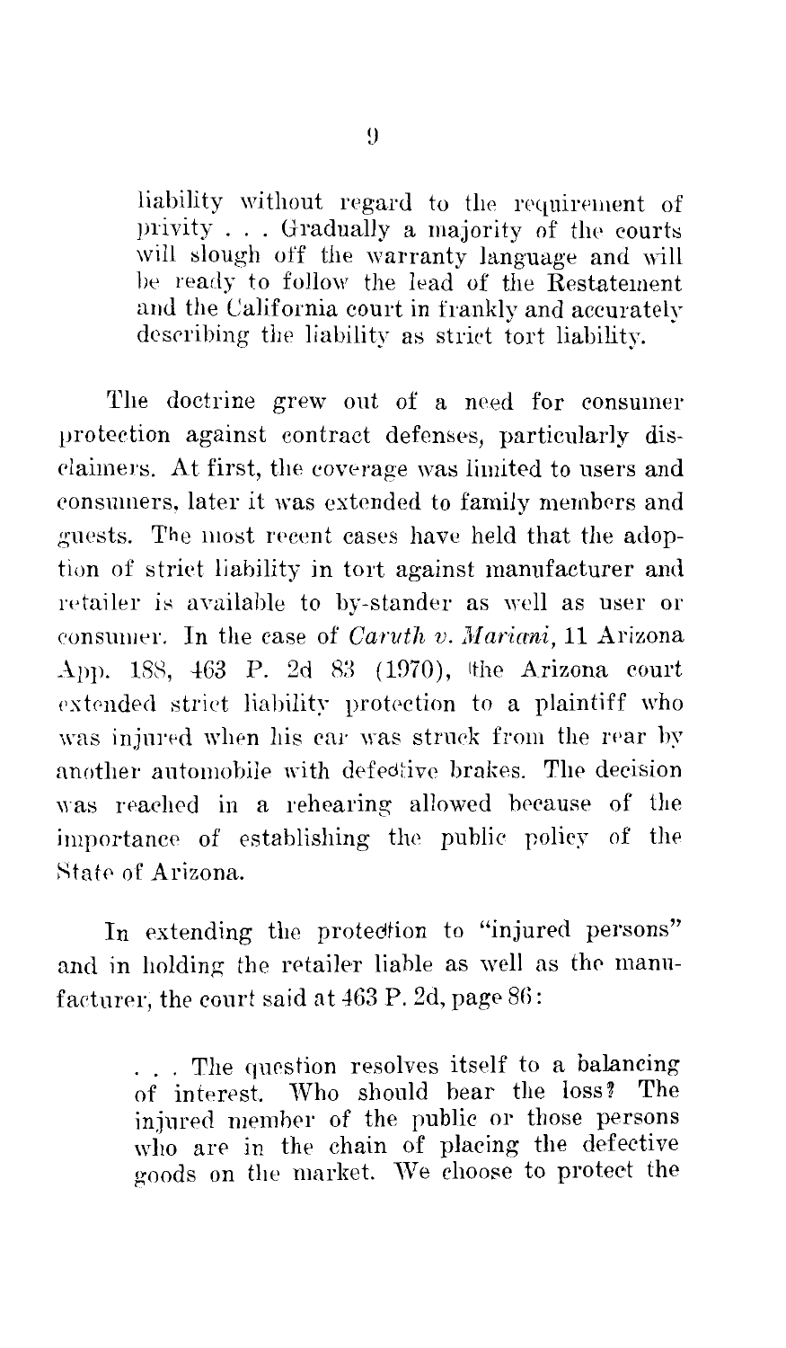> liability without regard to the requirement of privity . . . Gradually a majority of the courts will slough off the warranty language and will be ready to follow the lead of the Restatement and the California court in frankly and accurately describing the liability as strict tort liability.

The doctrine grew out of a need for consumer protection against contract defenses, particularly disclaimers. At first, the coverage was limited to users and consumers, later it was extended to family members and guests. The most recent cases have held that the adoption of strict liability in tort against manufacturer and retailer is available to by-stander as well as user or consumer. In the case of *Caruth v. Mariani*, 11 Arizona App. 188, 463 P. 2d 83 (1970), the Arizona court extended strict liability protection to a plaintiff who was injured when his car was struck from the rear by another automobile with defective brakes. The decision was reached in a rehearing allowed because of the importance of establishing the public policy of the State of Arizona.

In extending the protection to "injured persons" and in holding the retailer liable as well as the manufacturer, the court said at 463 P. 2d, page 86:

> . . . The question resolves itself to a balancing of interest. Who should bear the loss? The injured member of the public or those persons who are in the chain of placing the defective goods on the market. We choose to protect the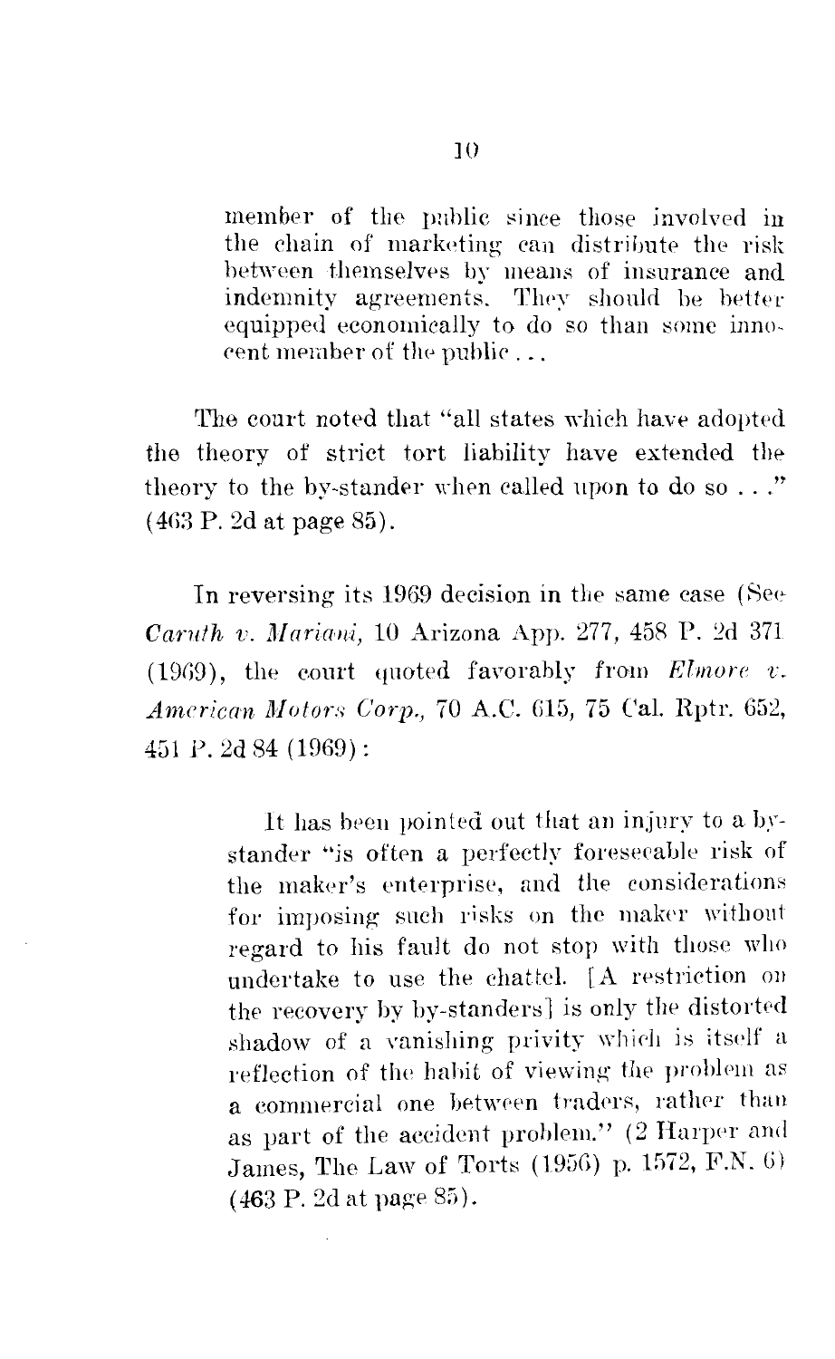> member of the public since those involved in the chain of marketing can distribute the risk between themselves by means of insurance and indemnity agreements. They should be better equipped economically to do so than some innocent member of the public . . .

The court noted that "all states which have adopted the theory of strict tort liability have extended the theory to the by-stander when called upon to do so . . ." (463 P. 2d at page 85).

In reversing its 1969 decision in the same case (See *Caruth v. Mariani,* 10 Arizona App. 277, 458 P. 2d 371 (1969), the court quoted favorably from *Elmore v. American Motors Corp.,* 70 A.C. 615, 75 Cal. Rptr. 652, 451 P. 2d 84 (1969):

> It has been pointed out that an injury to a by-stander "is often a perfectly foreseeable risk of the maker's enterprise, and the considerations for imposing such risks on the maker without regard to his fault do not stop with those who undertake to use the chattel. [A restriction on the recovery by by-standers] is only the distorted shadow of a vanishing privity which is itself a reflection of the habit of viewing the problem as a commercial one between traders, rather than as part of the accident problem." (2 Harper and James, The Law of Torts (1956) p. 1572, F.N. 6) (463 P. 2d at page 85).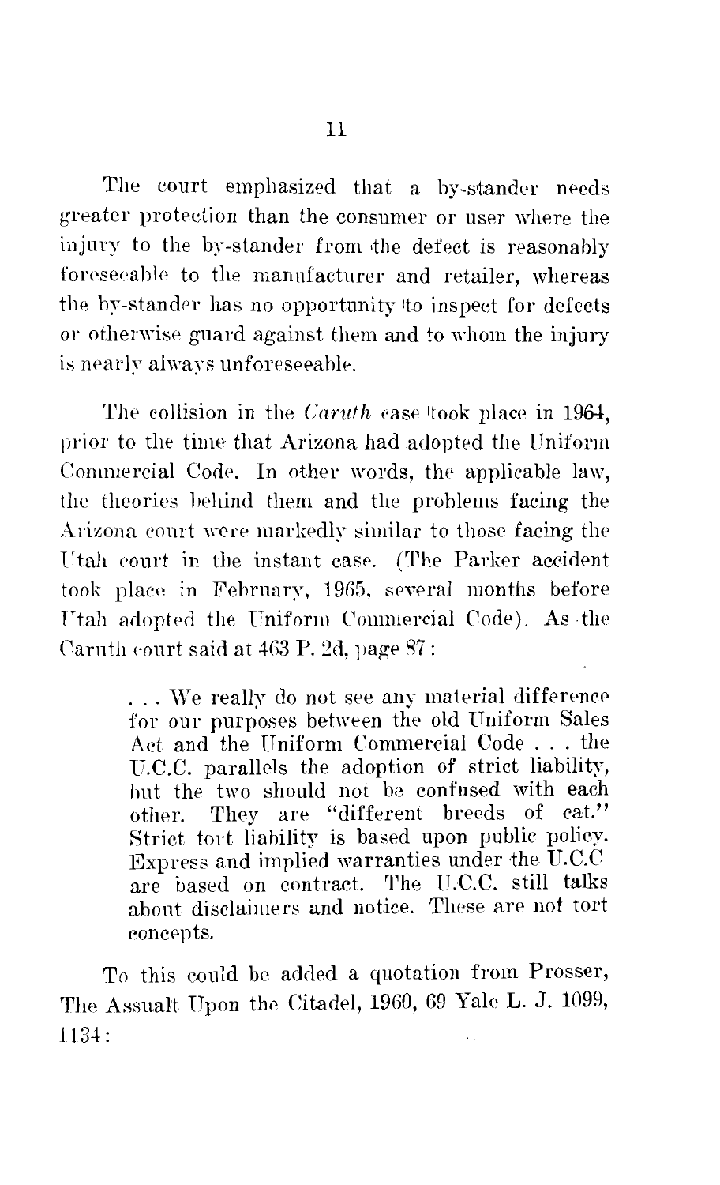The court emphasized that a by-stander needs greater protection than the consumer or user where the injury to the by-stander from the defect is reasonably foreseeable to the manufacturer and retailer, whereas the by-stander has no opportunity to inspect for defects or otherwise guard against them and to whom the injury is nearly always unforeseeable.

The collision in the *Caruth* case took place in 1964, prior to the time that Arizona had adopted the Uniform Commercial Code. In other words, the applicable law, the theories behind them and the problems facing the Arizona court were markedly similar to those facing the Utah court in the instant case. (The Parker accident took place in February, 1965, several months before Utah adopted the Uniform Commercial Code). As the Caruth court said at 463 P. 2d, page 87:

> . . . We really do not see any material difference for our purposes between the old Uniform Sales Act and the Uniform Commercial Code . . . the U.C.C. parallels the adoption of strict liability, but the two should not be confused with each other. They are "different breeds of cat." Strict tort liability is based upon public policy. Express and implied warranties under the U.C.C are based on contract. The U.C.C. still talks about disclaimers and notice. These are not tort concepts.

To this could be added a quotation from Prosser, The Assualt Upon the Citadel, 1960, 69 Yale L. J. 1099, 1134: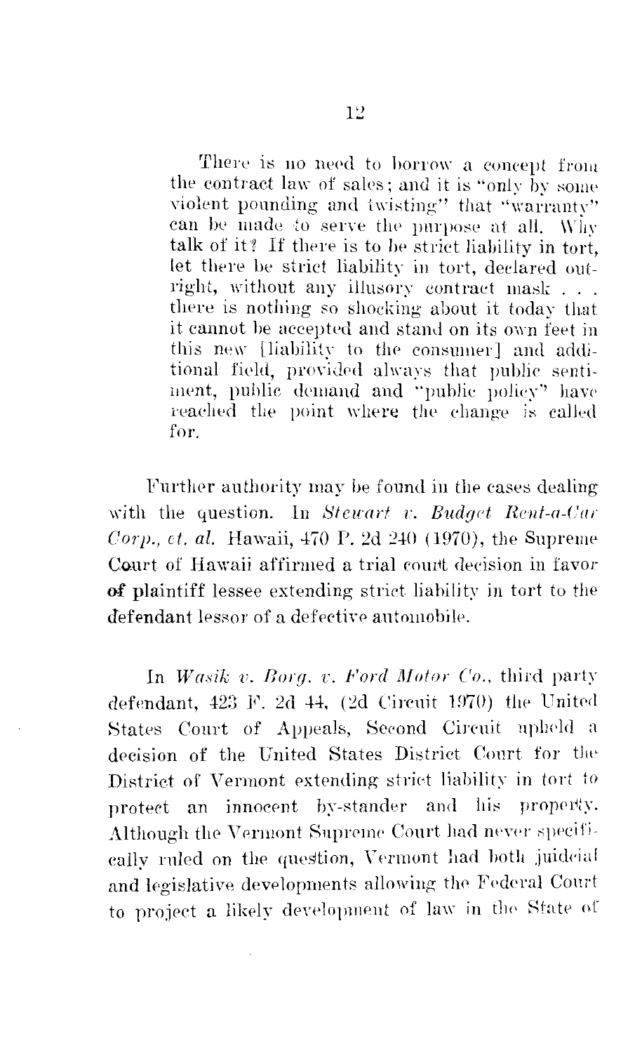> There is no need to borrow a concept from the contract law of sales; and it is "only by some violent pounding and twisting" that "warranty" can be made to serve the purpose at all. Why talk of it? If there is to be strict liability in tort, let there be strict liability in tort, declared outright, without any illusory contract mask . . . there is nothing so shocking about it today that it cannot be accepted and stand on its own feet in this new [liability to the consumer] and additional field, provided always that public sentiment, public demand and "public policy" have reached the point where the change is called for.

Further authority may be found in the cases dealing with the question. In *Stewart v. Budget Rent-a-Car Corp., et. al.* Hawaii, 470 P. 2d 240 (1970), the Supreme Court of Hawaii affirmed a trial court decision in favor of plaintiff lessee extending strict liability in tort to the defendant lessor of a defective automobile.

In *Wasik v. Borg. v. Ford Motor Co.*, third party defendant, 423 F. 2d 44, (2d Circuit 1970) the United States Court of Appeals, Second Circuit upheld a decision of the United States District Court for the District of Vermont extending strict liability in tort to protect an innocent by-stander and his property. Although the Vermont Supreme Court had never specifically ruled on the question, Vermont had both juidcial and legislative developments allowing the Federal Court to project a likely development of law in the State of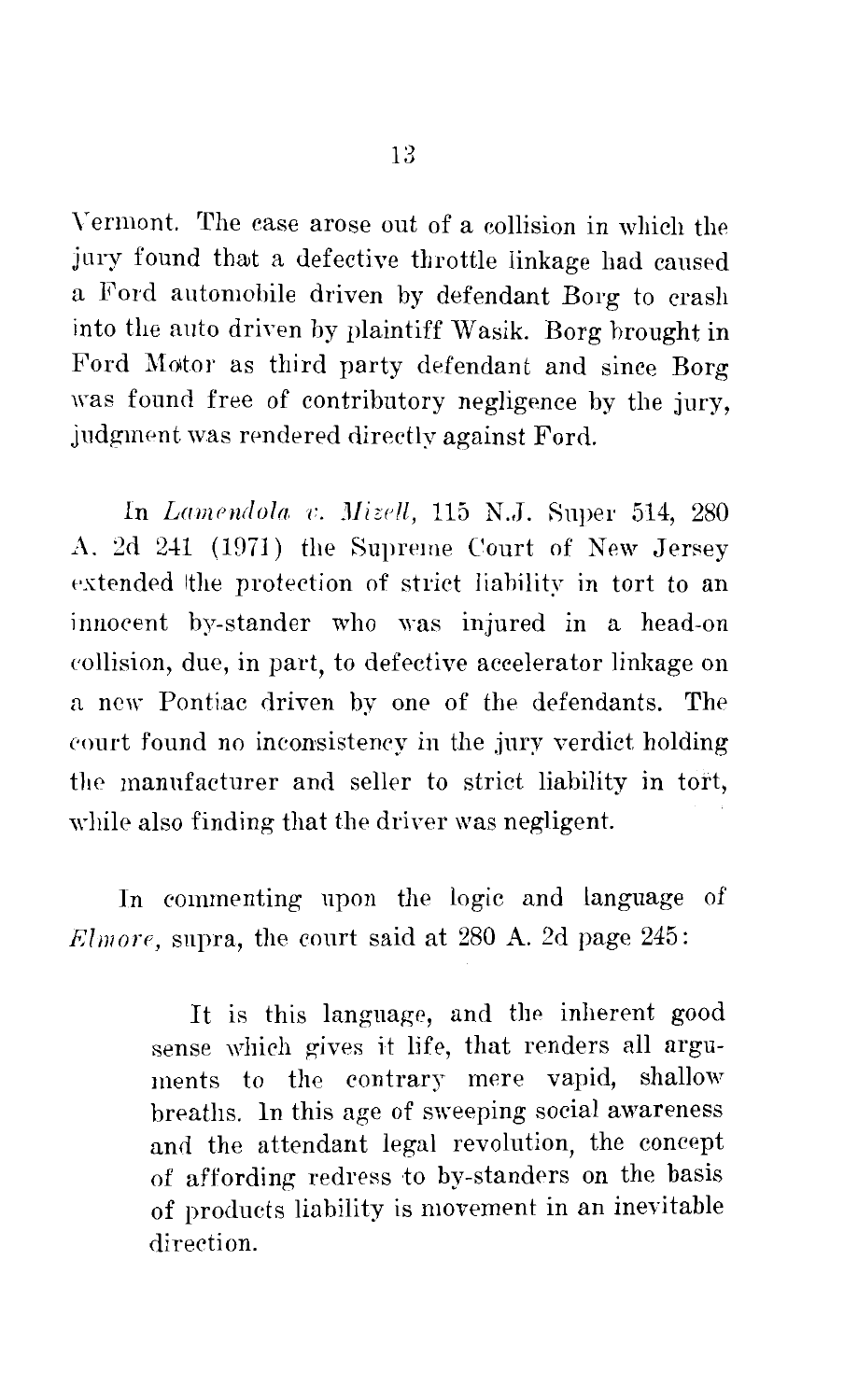Vermont. The case arose out of a collision in which the jury found that a defective throttle linkage had caused a Ford automobile driven by defendant Borg to crash into the auto driven by plaintiff Wasik. Borg brought in Ford Motor as third party defendant and since Borg was found free of contributory negligence by the jury, judgment was rendered directly against Ford.

In *Lamendola v. Mizell*, 115 N.J. Super 514, 280 A. 2d 241 (1971) the Supreme Court of New Jersey extended the protection of strict liability in tort to an innocent by-stander who was injured in a head-on collision, due, in part, to defective accelerator linkage on a new Pontiac driven by one of the defendants. The court found no inconsistency in the jury verdict holding the manufacturer and seller to strict liability in tort, while also finding that the driver was negligent.

In commenting upon the logic and language of *Elmore*, supra, the court said at 280 A. 2d page 245:

> It is this language, and the inherent good sense which gives it life, that renders all arguments to the contrary mere vapid, shallow breaths. In this age of sweeping social awareness and the attendant legal revolution, the concept of affording redress to by-standers on the basis of products liability is movement in an inevitable direction.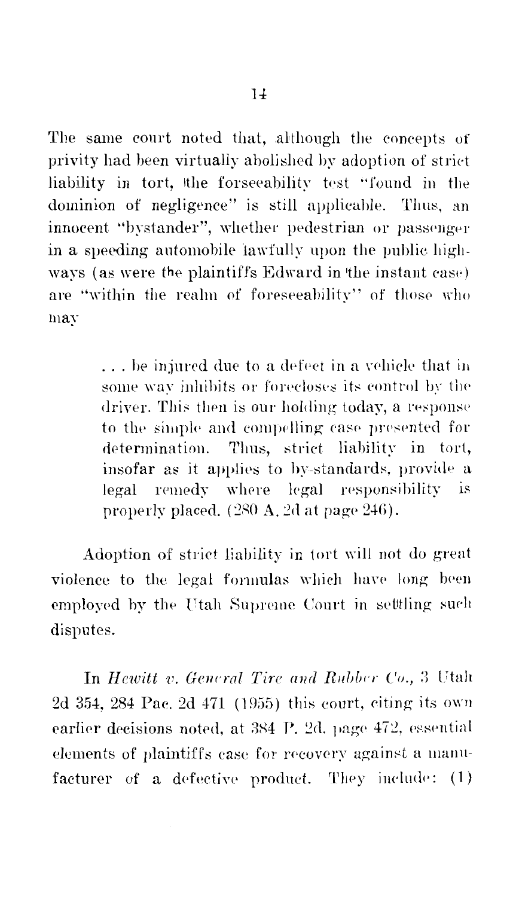The same court noted that, although the concepts of privity had been virtually abolished by adoption of strict liability in tort, the forseeability test "found in the dominion of negligence" is still applicable. Thus, an innocent "bystander", whether pedestrian or passenger in a speeding automobile lawfully upon the public highways (as were the plaintiffs Edward in the instant case) are "within the realm of foreseeability" of those who may

> . . . be injured due to a defect in a vehicle that in some way inhibits or forecloses its control by the driver. This then is our holding today, a response to the simple and compelling case presented for determination. Thus, strict liability in tort, insofar as it applies to by-standards, provide a legal remedy where legal responsibility is properly placed. (280 A. 2d at page 246).

Adoption of strict liability in tort will not do great violence to the legal formulas which have long been employed by the Utah Supreme Court in settling such disputes.

In *Hewitt v. General Tire and Rubber Co.*, 3 Utah 2d 354, 284 Pac. 2d 471 (1955) this court, citing its own earlier decisions noted, at 384 P. 2d. page 472, essential elements of plaintiffs case for recovery against a manufacturer of a defective product. They include: (1)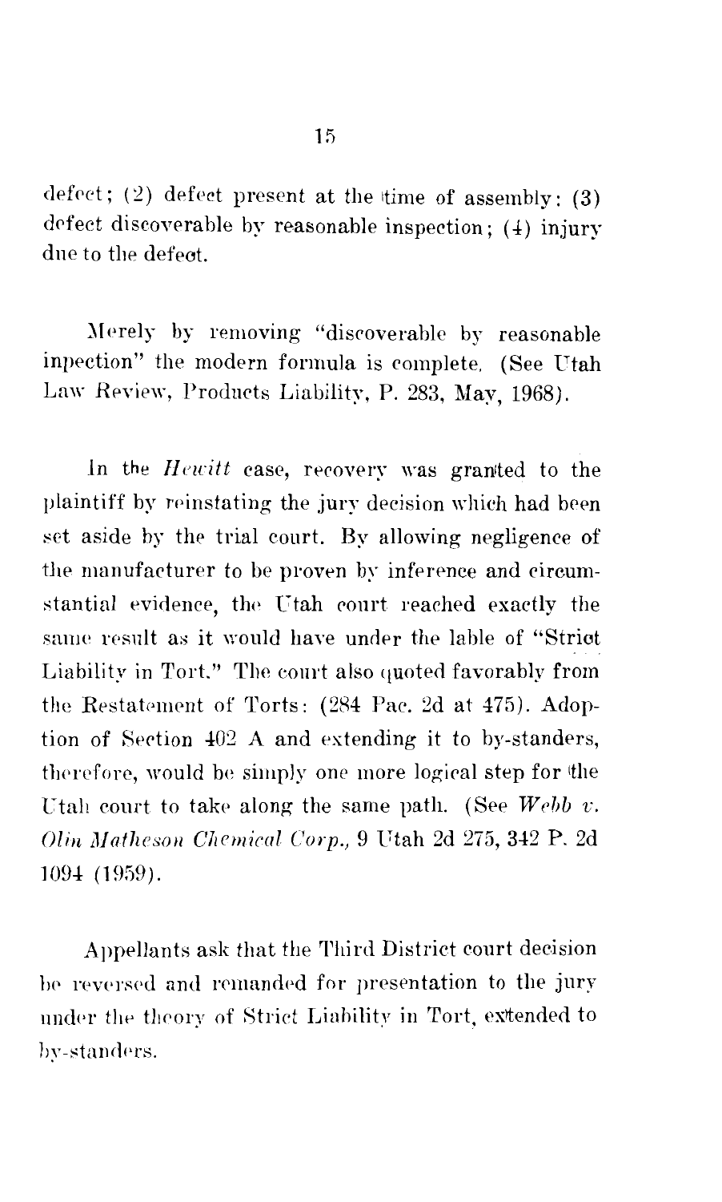defect; (2) defect present at the time of assembly: (3) defect discoverable by reasonable inspection; (4) injury due to the defect.

Merely by removing "discoverable by reasonable inpection" the modern formula is complete. (See Utah Law Review, Products Liability, P. 283, May, 1968).

In the *Hewitt* case, recovery was granted to the plaintiff by reinstating the jury decision which had been set aside by the trial court. By allowing negligence of the manufacturer to be proven by inference and circumstantial evidence, the Utah court reached exactly the same result as it would have under the lable of "Strict Liability in Tort." The court also quoted favorably from the Restatement of Torts: (284 Pac. 2d at 475). Adoption of Section 402 A and extending it to by-standers, therefore, would be simply one more logical step for the Utah court to take along the same path. (See *Webb v. Olin Matheson Chemical Corp.,* 9 Utah 2d 275, 342 P. 2d 1094 (1959).

Appellants ask that the Third District court decision be reversed and remanded for presentation to the jury under the theory of Strict Liability in Tort, extended to by-standers.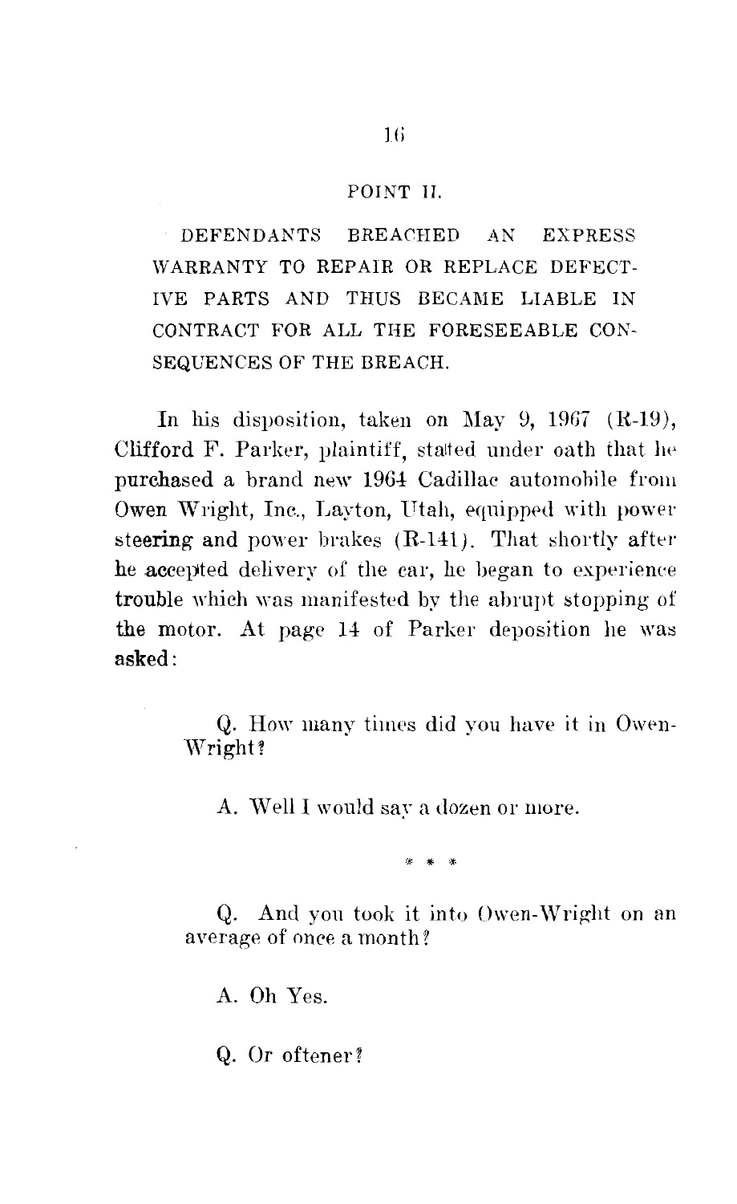## POINT II.

DEFENDANTS BREACHED AN EXPRESS WARRANTY TO REPAIR OR REPLACE DEFECTIVE PARTS AND THUS BECAME LIABLE IN CONTRACT FOR ALL THE FORESEEABLE CONSEQUENCES OF THE BREACH.

In his disposition, taken on May 9, 1967 (R-19), Clifford F. Parker, plaintiff, stated under oath that he purchased a brand new 1964 Cadillac automobile from Owen Wright, Inc., Layton, Utah, equipped with power steering and power brakes (R-141). That shortly after he accepted delivery of the car, he began to experience trouble which was manifested by the abrupt stopping of the motor. At page 14 of Parker deposition he was asked:

> Q. How many times did you have it in Owen-Wright?
>
> A. Well I would say a dozen or more.
>
> \* \* \*
>
> Q. And you took it into Owen-Wright on an average of once a month?
>
> A. Oh Yes.
>
> Q. Or oftener?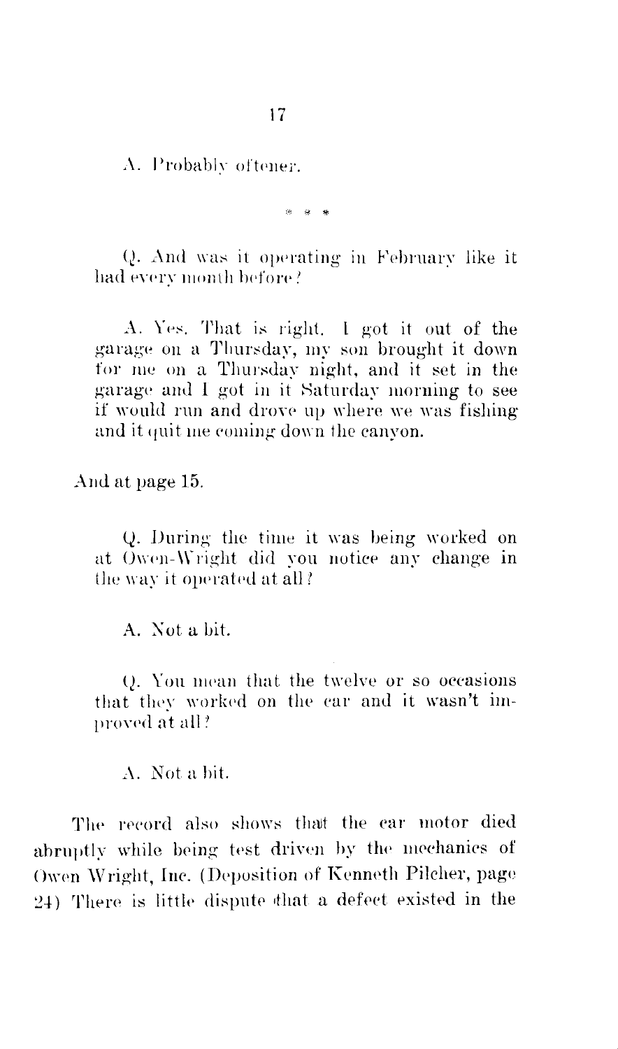A. Probably oftener.

\* \* \*

Q. And was it operating in February like it had every month before?

A. Yes. That is right. I got it out of the garage on a Thursday, my son brought it down for me on a Thursday night, and it set in the garage and I got in it Saturday morning to see if would run and drove up where we was fishing and it quit me coming down the canyon.

And at page 15.

Q. During the time it was being worked on at Owen-Wright did you notice any change in the way it operated at all?

A. Not a bit.

Q. You mean that the twelve or so occasions that they worked on the car and it wasn't improved at all?

A. Not a bit.

The record also shows that the car motor died abruptly while being test driven by the mechanics of Owen Wright, Inc. (Deposition of Kenneth Pilcher, page 24) There is little dispute that a defect existed in the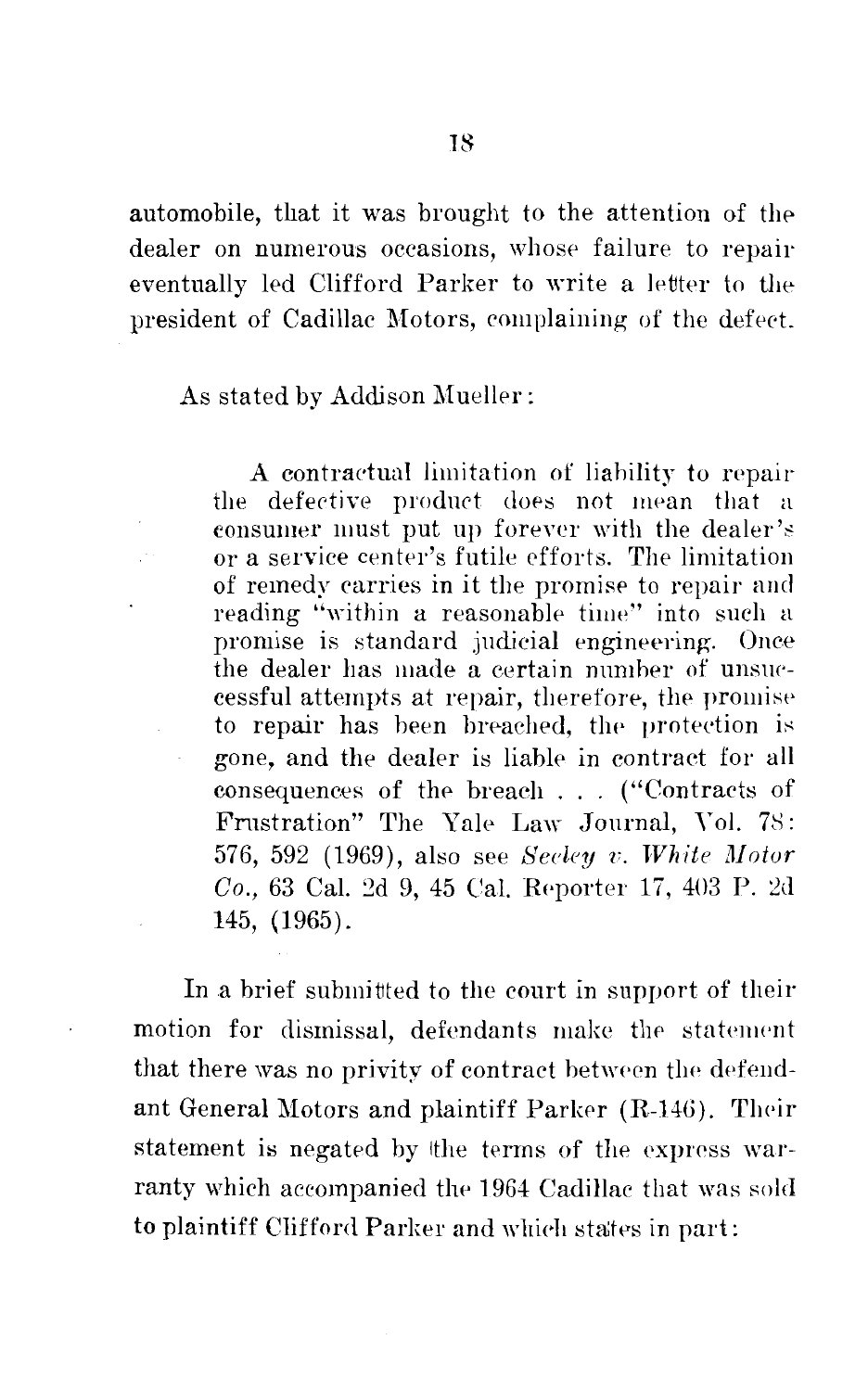automobile, that it was brought to the attention of the dealer on numerous occasions, whose failure to repair eventually led Clifford Parker to write a letter to the president of Cadillac Motors, complaining of the defect.

As stated by Addison Mueller:

> A contractual limitation of liability to repair the defective product does not mean that a consumer must put up forever with the dealer's or a service center's futile efforts. The limitation of remedy carries in it the promise to repair and reading "within a reasonable time" into such a promise is standard judicial engineering. Once the dealer has made a certain number of unsuccessful attempts at repair, therefore, the promise to repair has been breached, the protection is gone, and the dealer is liable in contract for all consequences of the breach . . . ("Contracts of Frustration" The Yale Law Journal, Vol. 78: 576, 592 (1969), also see *Seeley v. White Motor Co.,* 63 Cal. 2d 9, 45 Cal. Reporter 17, 403 P. 2d 145, (1965).

In a brief submitted to the court in support of their motion for dismissal, defendants make the statement that there was no privity of contract between the defendant General Motors and plaintiff Parker (R-146). Their statement is negated by the terms of the express warranty which accompanied the 1964 Cadillac that was sold to plaintiff Clifford Parker and which states in part: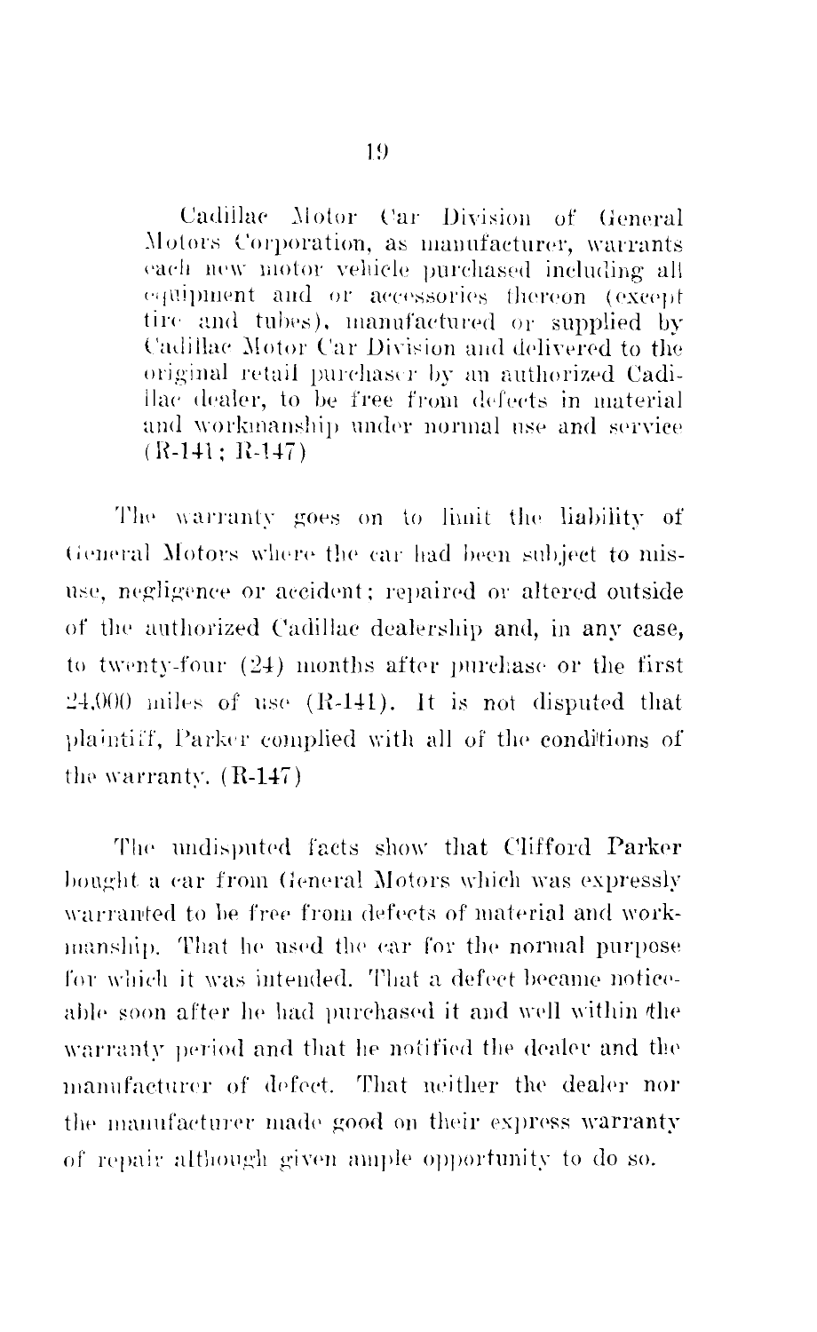> Cadillac Motor Car Division of General Motors Corporation, as manufacturer, warrants each new motor vehicle purchased including all equipment and or accessories thereon (except tire and tubes), manufactured or supplied by Cadillac Motor Car Division and delivered to the original retail purchaser by an authorized Cadillac dealer, to be free from defects in material and workmanship under normal use and service (R-141; R-147)

The warranty goes on to limit the liability of General Motors where the car had been subject to misuse, negligence or accident; repaired or altered outside of the authorized Cadillac dealership and, in any case, to twenty-four (24) months after purchase or the first 24,000 miles of use (R-141). It is not disputed that plaintiff, Parker complied with all of the conditions of the warranty. (R-147)

The undisputed facts show that Clifford Parker bought a car from General Motors which was expressly warranted to be free from defects of material and workmanship. That he used the car for the normal purpose for which it was intended. That a defect became noticeable soon after he had purchased it and well within the warranty period and that he notified the dealer and the manufacturer of defect. That neither the dealer nor the manufacturer made good on their express warranty of repair although given ample opportunity to do so.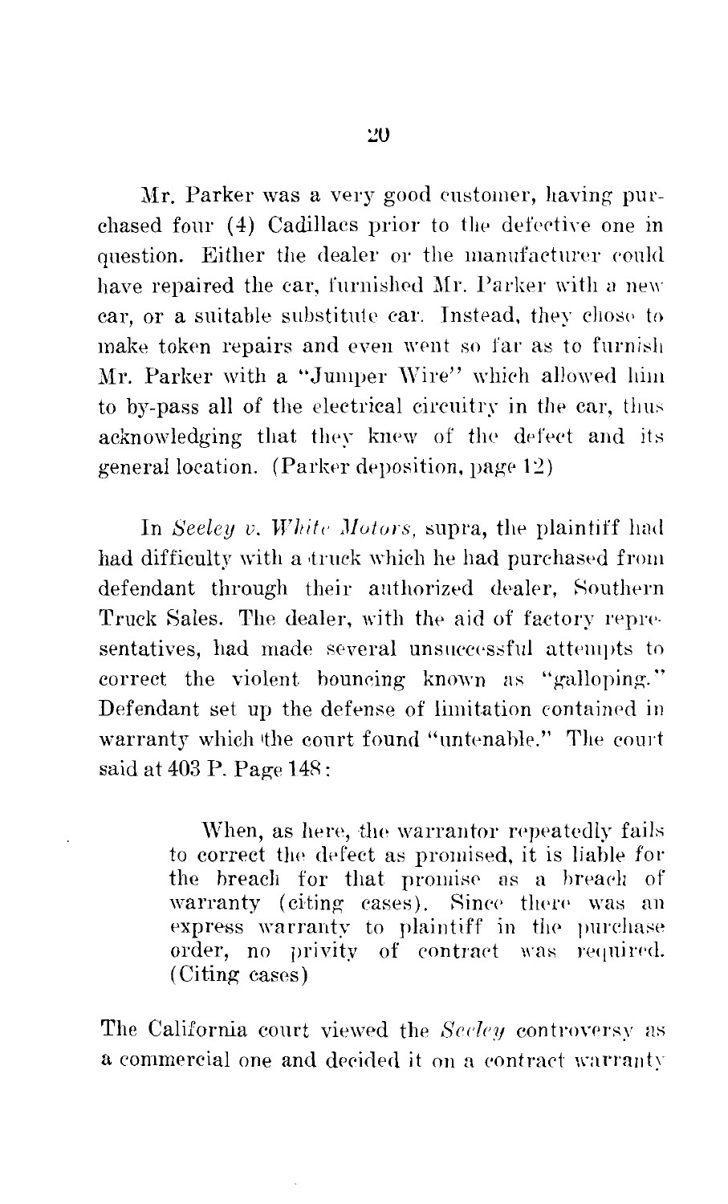Mr. Parker was a very good customer, having purchased four (4) Cadillacs prior to the defective one in question. Either the dealer or the manufacturer could have repaired the car, furnished Mr. Parker with a new car, or a suitable substitute car. Instead, they chose to make token repairs and even went so far as to furnish Mr. Parker with a "Jumper Wire" which allowed him to by-pass all of the electrical circuitry in the car, thus acknowledging that they knew of the defect and its general location. (Parker deposition, page 12)

In *Seeley v. White Motors*, supra, the plaintiff had had difficulty with a truck which he had purchased from defendant through their authorized dealer, Southern Truck Sales. The dealer, with the aid of factory representatives, had made several unsuccessful attempts to correct the violent bouncing known as "galloping." Defendant set up the defense of limitation contained in warranty which the court found "untenable." The court said at 403 P. Page 148:

> When, as here, the warrantor repeatedly fails to correct the defect as promised, it is liable for the breach for that promise as a breach of warranty (citing cases). Since there was an express warranty to plaintiff in the purchase order, no privity of contract was required. (Citing cases)

The California court viewed the *Seeley* controversy as a commercial one and decided it on a contract warranty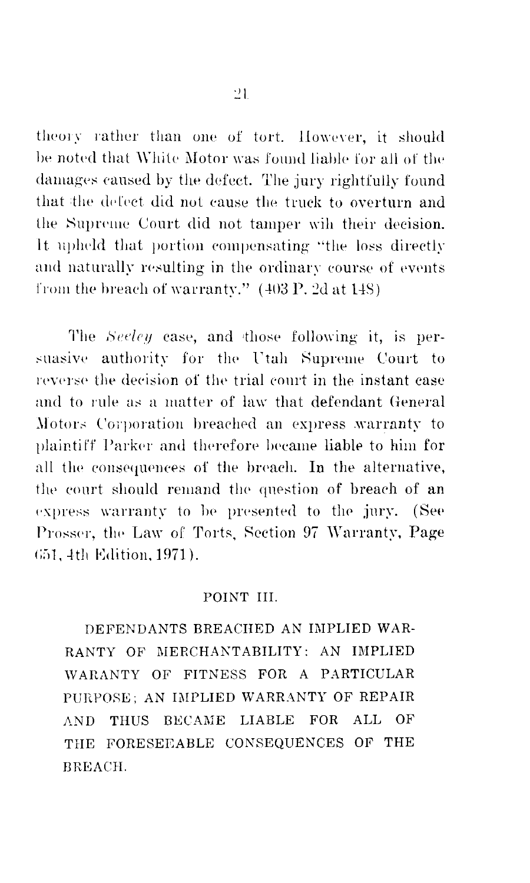theory rather than one of tort. However, it should be noted that White Motor was found liable for all of the damages caused by the defect. The jury rightfully found that the defect did not cause the truck to overturn and the Supreme Court did not tamper wih their decision. It upheld that portion compensating "the loss directly and naturally resulting in the ordinary course of events from the breach of warranty." (403 P. 2d at 148)

The *Seeley* case, and those following it, is persuasive authority for the Utah Supreme Court to reverse the decision of the trial court in the instant case and to rule as a matter of law that defendant General Motors Corporation breached an express warranty to plaintiff Parker and therefore became liable to him for all the consequences of the breach. In the alternative, the court should remand the question of breach of an express warranty to be presented to the jury. (See Prosser, the Law of Torts, Section 97 Warranty, Page 651, 4th Edition, 1971).

## POINT III.

DEFENDANTS BREACHED AN IMPLIED WARRANTY OF MERCHANTABILITY: AN IMPLIED WARANTY OF FITNESS FOR A PARTICULAR PURPOSE; AN IMPLIED WARRANTY OF REPAIR AND THUS BECAME LIABLE FOR ALL OF THE FORESEEABLE CONSEQUENCES OF THE BREACH.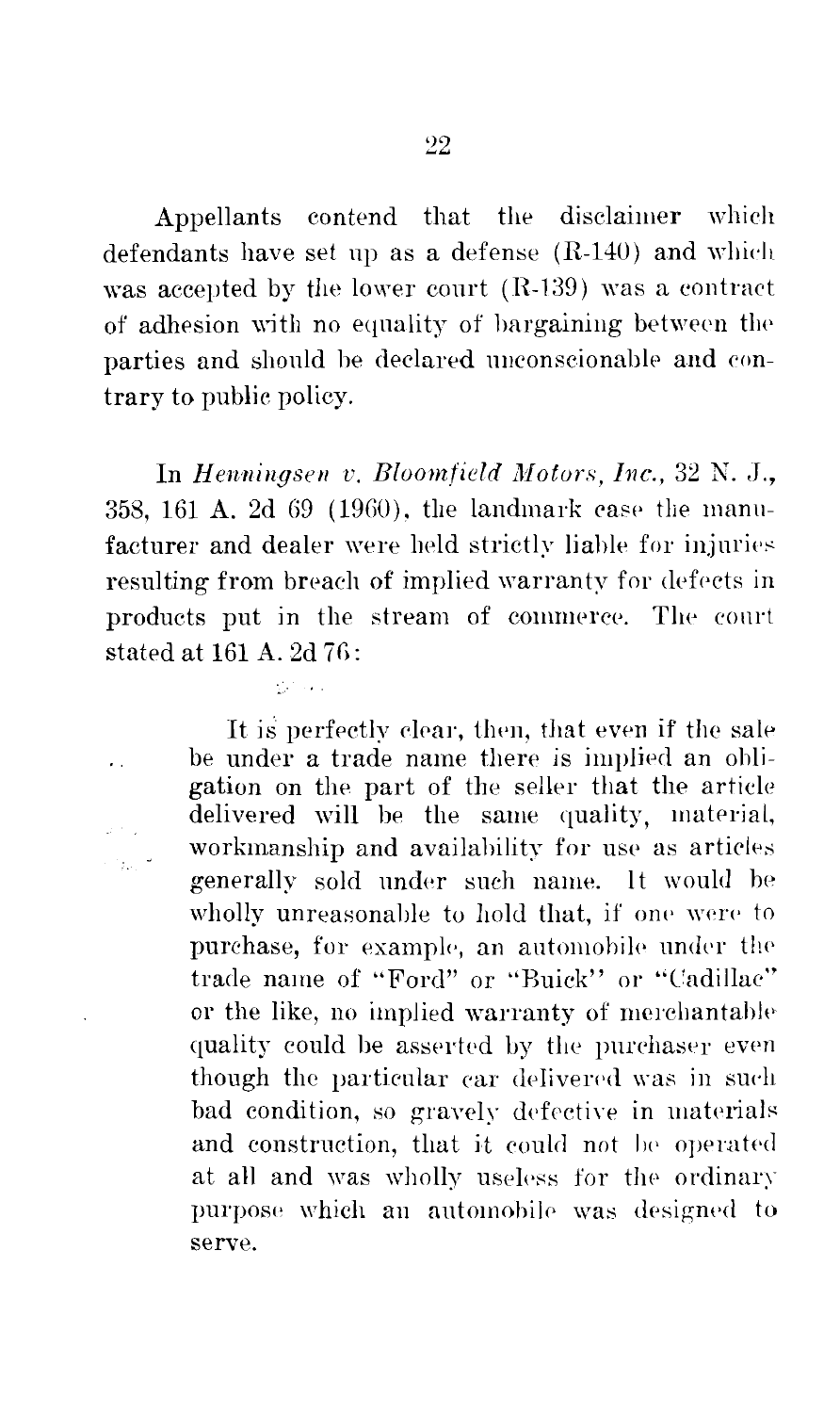Appellants contend that the disclaimer which defendants have set up as a defense (R-140) and which was accepted by the lower court (R-139) was a contract of adhesion with no equality of bargaining between the parties and should be declared unconscionable and contrary to public policy.

In *Henningsen v. Bloomfield Motors, Inc.*, 32 N. J., 358, 161 A. 2d 69 (1960), the landmark case the manufacturer and dealer were held strictly liable for injuries resulting from breach of implied warranty for defects in products put in the stream of commerce. The court stated at 161 A. 2d 76:

> It is perfectly clear, then, that even if the sale be under a trade name there is implied an obligation on the part of the seller that the article delivered will be the same quality, material, workmanship and availability for use as articles generally sold under such name. It would be wholly unreasonable to hold that, if one were to purchase, for example, an automobile under the trade name of "Ford" or "Buick" or "Cadillac" or the like, no implied warranty of merchantable quality could be asserted by the purchaser even though the particular car delivered was in such bad condition, so gravely defective in materials and construction, that it could not be operated at all and was wholly useless for the ordinary purpose which an automobile was designed to serve.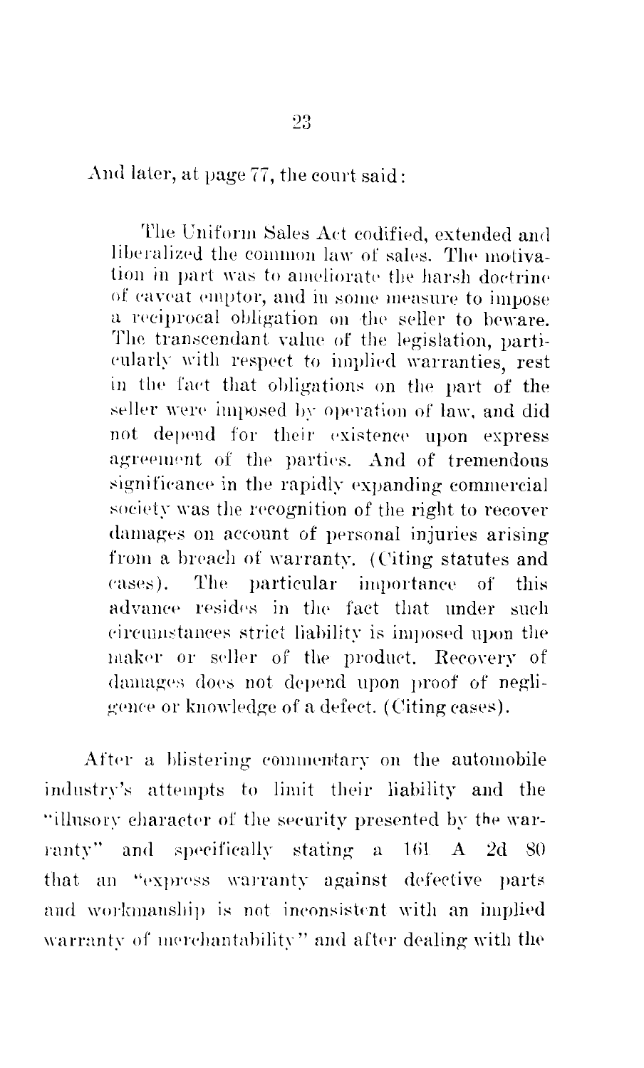And later, at page 77, the court said:

> The Uniform Sales Act codified, extended and liberalized the common law of sales. The motivation in part was to ameliorate the harsh doctrine of caveat emptor, and in some measure to impose a reciprocal obligation on the seller to beware. The transcendant value of the legislation, particularly with respect to implied warranties, rest in the fact that obligations on the part of the seller were imposed by operation of law, and did not depend for their existence upon express agreement of the parties. And of tremendous significance in the rapidly expanding commercial society was the recognition of the right to recover damages on account of personal injuries arising from a breach of warranty. (Citing statutes and cases). The particular importance of this advance resides in the fact that under such circumstances strict liability is imposed upon the maker or seller of the product. Recovery of damages does not depend upon proof of negligence or knowledge of a defect. (Citing cases).

After a blistering commentary on the automobile industry's attempts to limit their liability and the "illusory character of the security presented by the warranty" and specifically stating a 161 A 2d 80 that an "express warranty against defective parts and workmanship is not inconsistent with an implied warranty of merchantability" and after dealing with the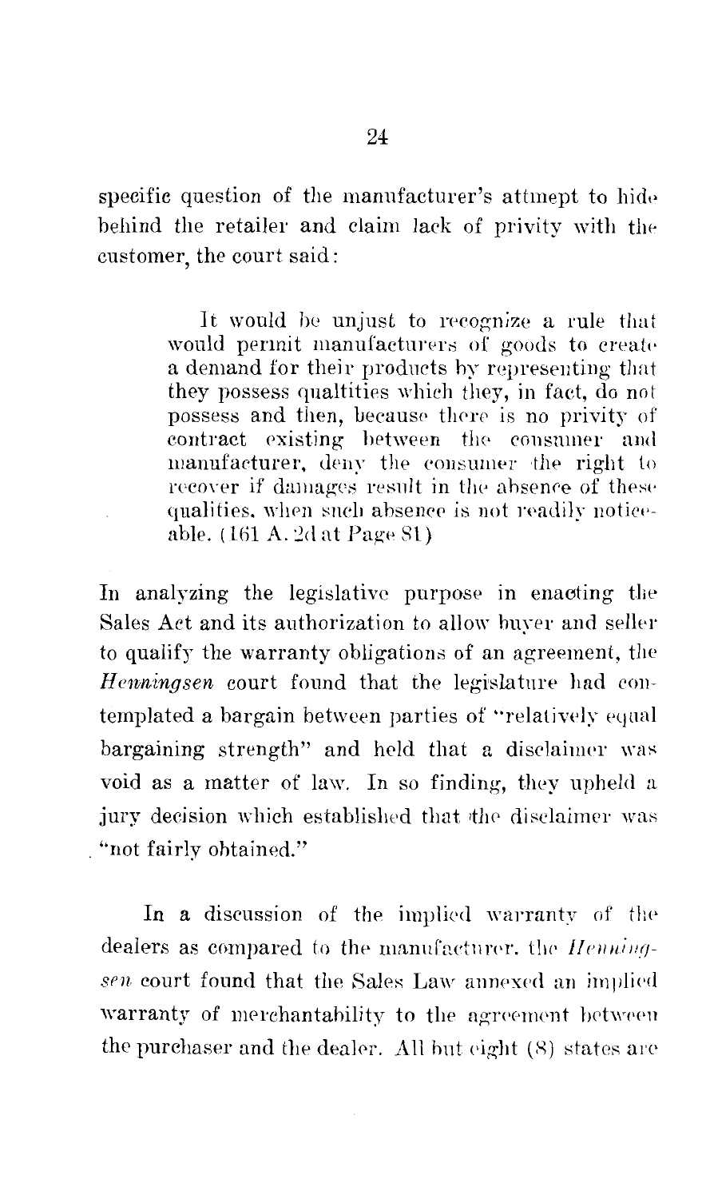specific question of the manufacturer's attmept to hide behind the retailer and claim lack of privity with the customer, the court said:

> It would be unjust to recognize a rule that would permit manufacturers of goods to create a demand for their products by representing that they possess qualtities which they, in fact, do not possess and then, because there is no privity of contract existing between the consumer and manufacturer, deny the consumer the right to recover if damages result in the absence of these qualities, when such absence is not readily noticeable. (161 A. 2d at Page 81)

In analyzing the legislative purpose in enacting the Sales Act and its authorization to allow buyer and seller to qualify the warranty obligations of an agreement, the *Henningsen* court found that the legislature had contemplated a bargain between parties of "relatively equal bargaining strength" and held that a disclaimer was void as a matter of law. In so finding, they upheld a jury decision which established that the disclaimer was "not fairly obtained."

In a discussion of the implied warranty of the dealers as compared to the manufacturer, the *Henningsen* court found that the Sales Law annexed an implied warranty of merchantability to the agreement between the purchaser and the dealer. All but eight (8) states are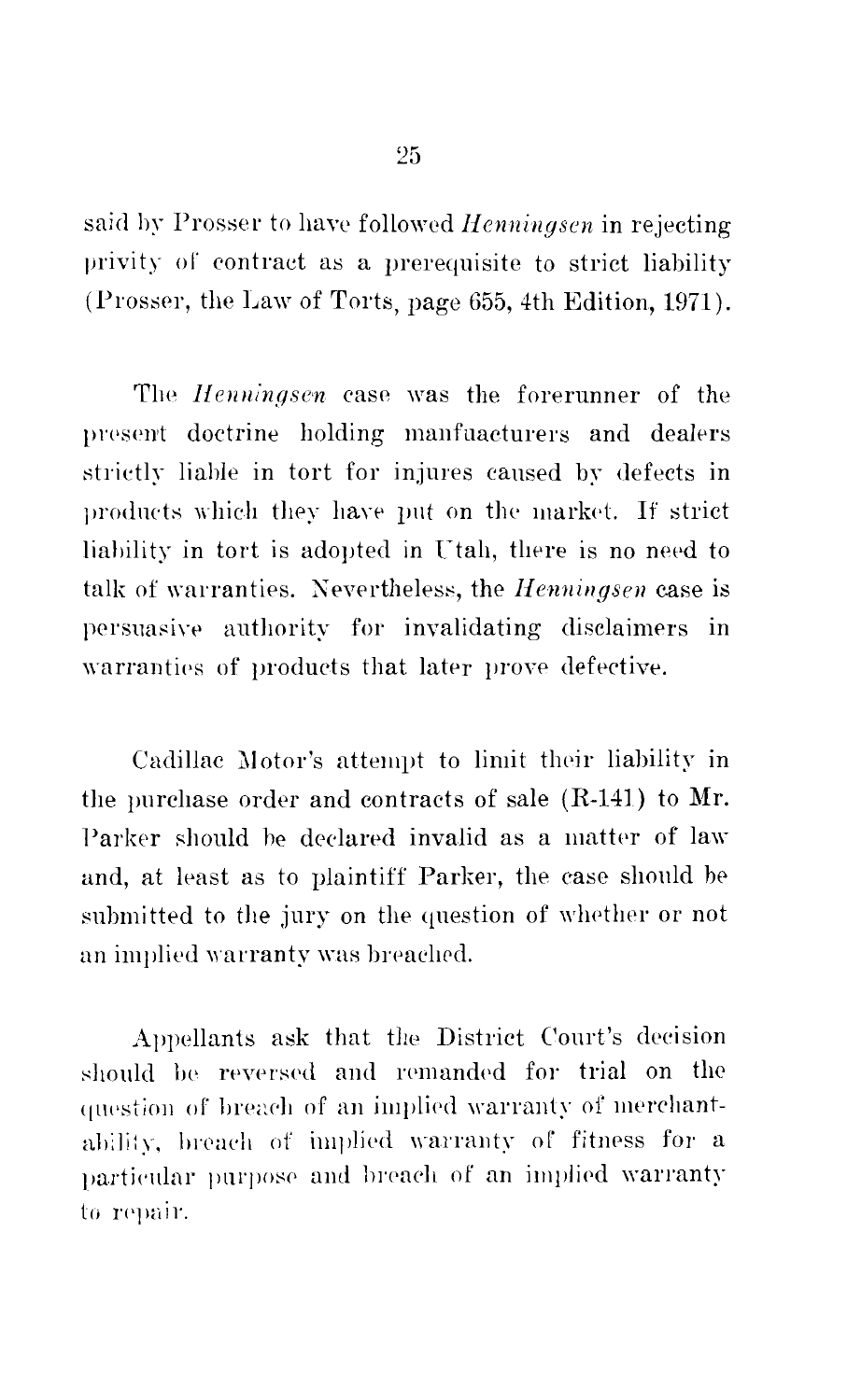said by Prosser to have followed *Henningsen* in rejecting privity of contract as a prerequisite to strict liability (Prosser, the Law of Torts, page 655, 4th Edition, 1971).

The *Henningsen* case was the forerunner of the present doctrine holding manfuacturers and dealers strictly liable in tort for injures caused by defects in products which they have put on the market. If strict liability in tort is adopted in Utah, there is no need to talk of warranties. Nevertheless, the *Henningsen* case is persuasive authority for invalidating disclaimers in warranties of products that later prove defective.

Cadillac Motor's attempt to limit their liability in the purchase order and contracts of sale (R-141) to Mr. Parker should be declared invalid as a matter of law and, at least as to plaintiff Parker, the case should be submitted to the jury on the question of whether or not an implied warranty was breached.

Appellants ask that the District Court's decision should be reversed and remanded for trial on the question of breach of an implied warranty of merchantability, breach of implied warranty of fitness for a particular purpose and breach of an implied warranty to repair.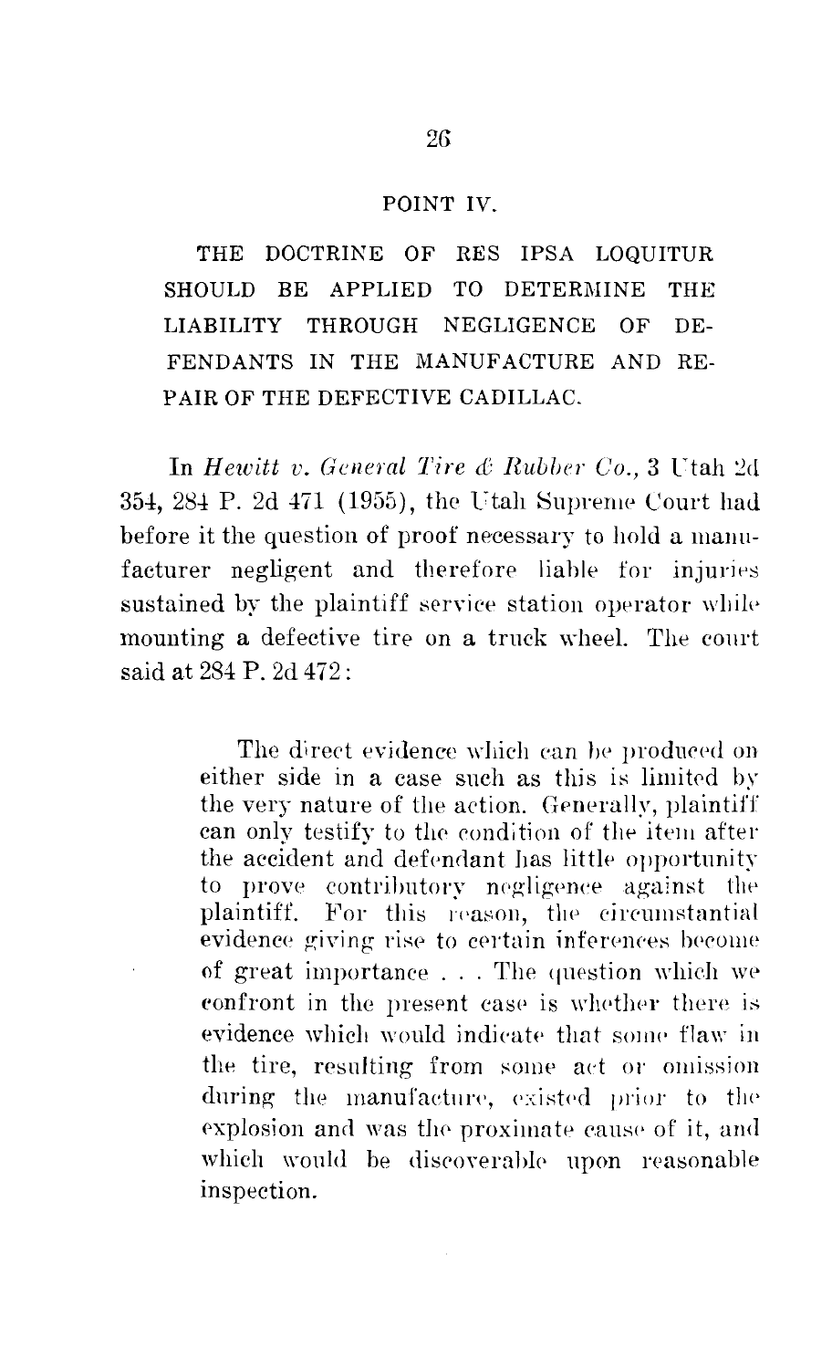## POINT IV.

### THE DOCTRINE OF RES IPSA LOQUITUR SHOULD BE APPLIED TO DETERMINE THE LIABILITY THROUGH NEGLIGENCE OF DEFENDANTS IN THE MANUFACTURE AND REPAIR OF THE DEFECTIVE CADILLAC.

In *Hewitt v. General Tire & Rubber Co.,* 3 Utah 2d 354, 284 P. 2d 471 (1955), the Utah Supreme Court had before it the question of proof necessary to hold a manufacturer negligent and therefore liable for injuries sustained by the plaintiff service station operator while mounting a defective tire on a truck wheel. The court said at 284 P. 2d 472:

> The direct evidence which can be produced on either side in a case such as this is limited by the very nature of the action. Generally, plaintiff can only testify to the condition of the item after the accident and defendant has little opportunity to prove contributory negligence against the plaintiff. For this reason, the circumstantial evidence giving rise to certain inferences become of great importance . . . The question which we confront in the present case is whether there is evidence which would indicate that some flaw in the tire, resulting from some act or omission during the manufacture, existed prior to the explosion and was the proximate cause of it, and which would be discoverable upon reasonable inspection.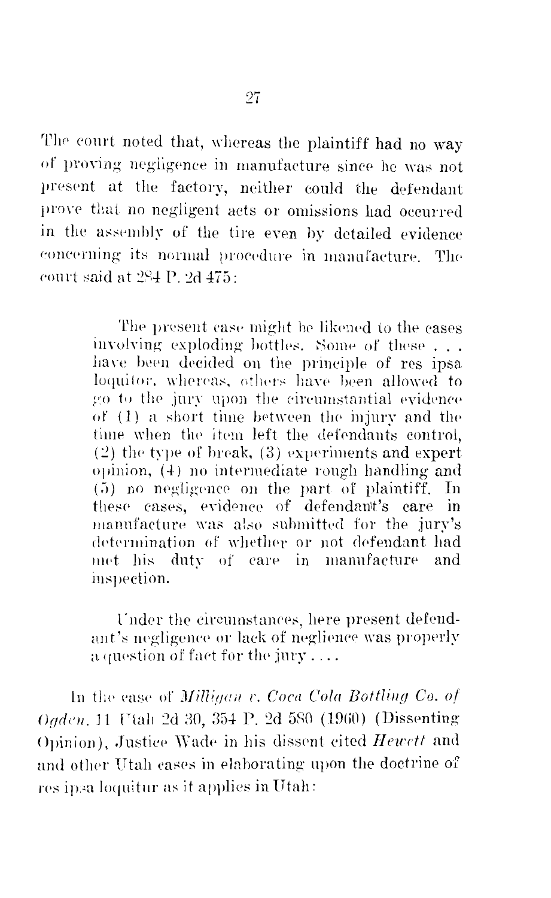The court noted that, whereas the plaintiff had no way of proving negligence in manufacture since he was not present at the factory, neither could the defendant prove that no negligent acts or omissions had occurred in the assembly of the tire even by detailed evidence concerning its normal procedure in manufacture. The court said at 284 P. 2d 475:

> The present case might be likened to the cases involving exploding bottles. Some of these . . . have been decided on the principle of res ipsa loquitor, whereas, others have been allowed to go to the jury upon the circumstantial evidence of (1) a short time between the injury and the time when the item left the defendants control, (2) the type of break, (3) experiments and expert opinion, (4) no intermediate rough handling and (5) no negligence on the part of plaintiff. In these cases, evidence of defendant's care in manufacture was also submitted for the jury's determination of whether or not defendant had met his duty of care in manufacture and inspection.
>
> Under the circumstances, here present defendant's negligence or lack of neglience was properly a question of fact for the jury . . . .

In the case of *Milligan v. Coca Cola Bottling Co. of Ogden*, 11 Utah 2d 30, 354 P. 2d 580 (1960) (Dissenting Opinion), Justice Wade in his dissent cited *Hewett* and and other Utah cases in elaborating upon the doctrine of res ipsa loquitur as it applies in Utah: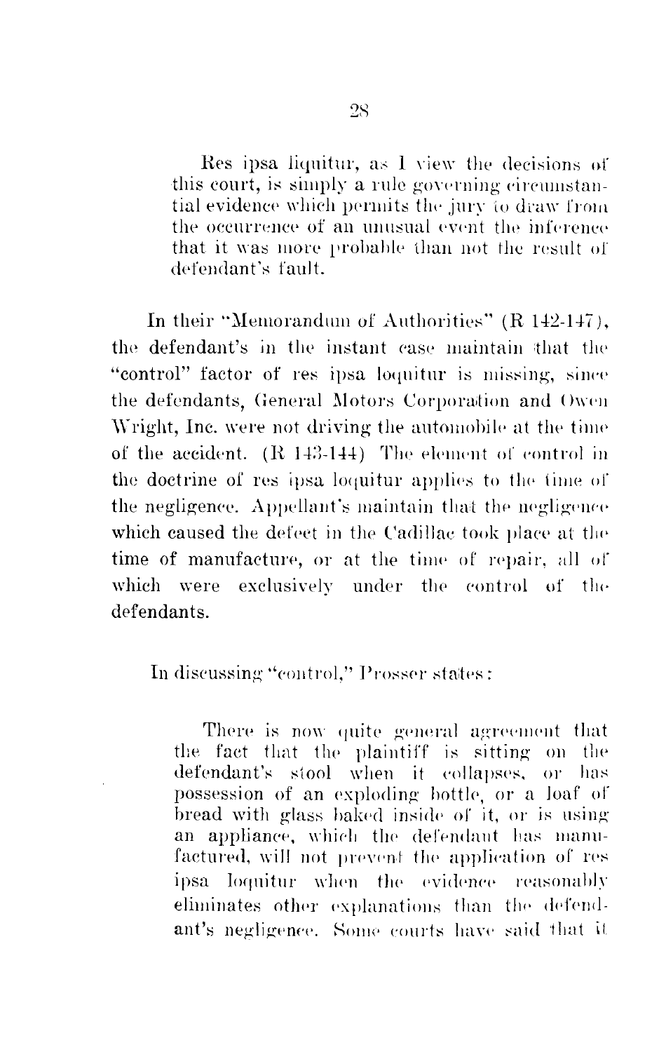> Res ipsa liquitur, as I view the decisions of this court, is simply a rule governing circumstantial evidence which permits the jury to draw from the occurrence of an unusual event the inference that it was more probable than not the result of defendant's fault.

In their "Memorandum of Authorities" (R 142-147), the defendant's in the instant case maintain that the "control" factor of res ipsa loquitur is missing, since the defendants, General Motors Corporation and Owen Wright, Inc. were not driving the automobile at the time of the accident. (R 143-144) The element of control in the doctrine of res ipsa loquitur applies to the time of the negligence. Appellant's maintain that the negligence which caused the defect in the Cadillac took place at the time of manufacture, or at the time of repair, all of which were exclusively under the control of the defendants.

In discussing "control," Prosser states:

> There is now quite general agreement that the fact that the plaintiff is sitting on the defendant's stool when it collapses, or has possession of an exploding bottle, or a loaf of bread with glass baked inside of it, or is using an appliance, which the defendant has manufactured, will not prevent the application of res ipsa loquitur when the evidence reasonably eliminates other explanations than the defendant's negligence. Some courts have said that it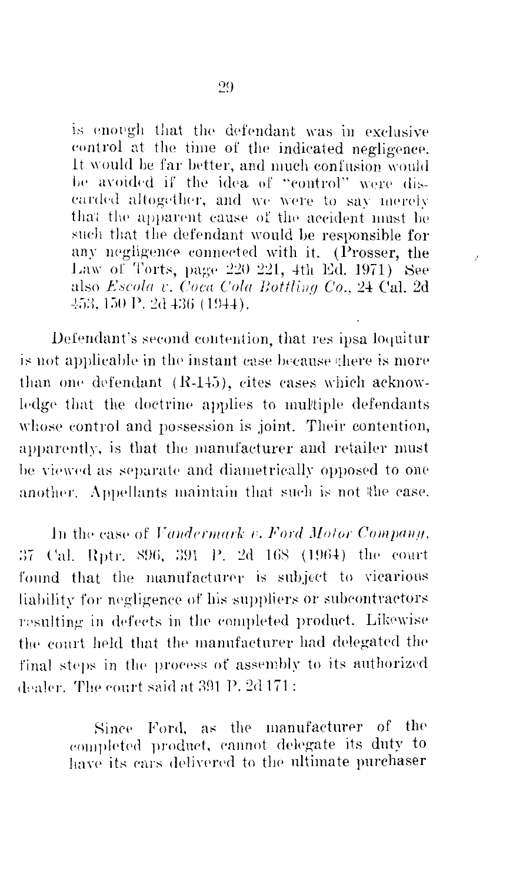is enough that the defendant was in exclusive control at the time of the indicated negligence. It would be far better, and much confusion would be avoided if the idea of "control" were discarded altogether, and we were to say merely that the apparent cause of the accident must be such that the defendant would be responsible for any negligence connected with it. (Prosser, the Law of Torts, page 220 221, 4th Ed. 1971) See also *Escola v. Coca Cola Bottling Co.*, 24 Cal. 2d 453, 150 P. 2d 436 (1944).

Defendant's second contention, that res ipsa loquitur is not applicable in the instant case because there is more than one defendant (R-145), cites cases which acknowledge that the doctrine applies to multiple defendants whose control and possession is joint. Their contention, apparently, is that the manufacturer and retailer must be viewed as separate and diametrically opposed to one another. Appellants maintain that such is not the case.

In the case of *Vandermark v. Ford Motor Company*, 37 Cal. Rptr. 896, 391 P. 2d 168 (1964) the court found that the manufacturer is subject to vicarious liability for negligence of his suppliers or subcontractors resulting in defects in the completed product. Likewise the court held that the manufacturer had delegated the final steps in the process of assembly to its authorized dealer. The court said at 391 P. 2d 171:

> Since Ford, as the manufacturer of the completed product, cannot delegate its duty to have its cars delivered to the ultimate purchaser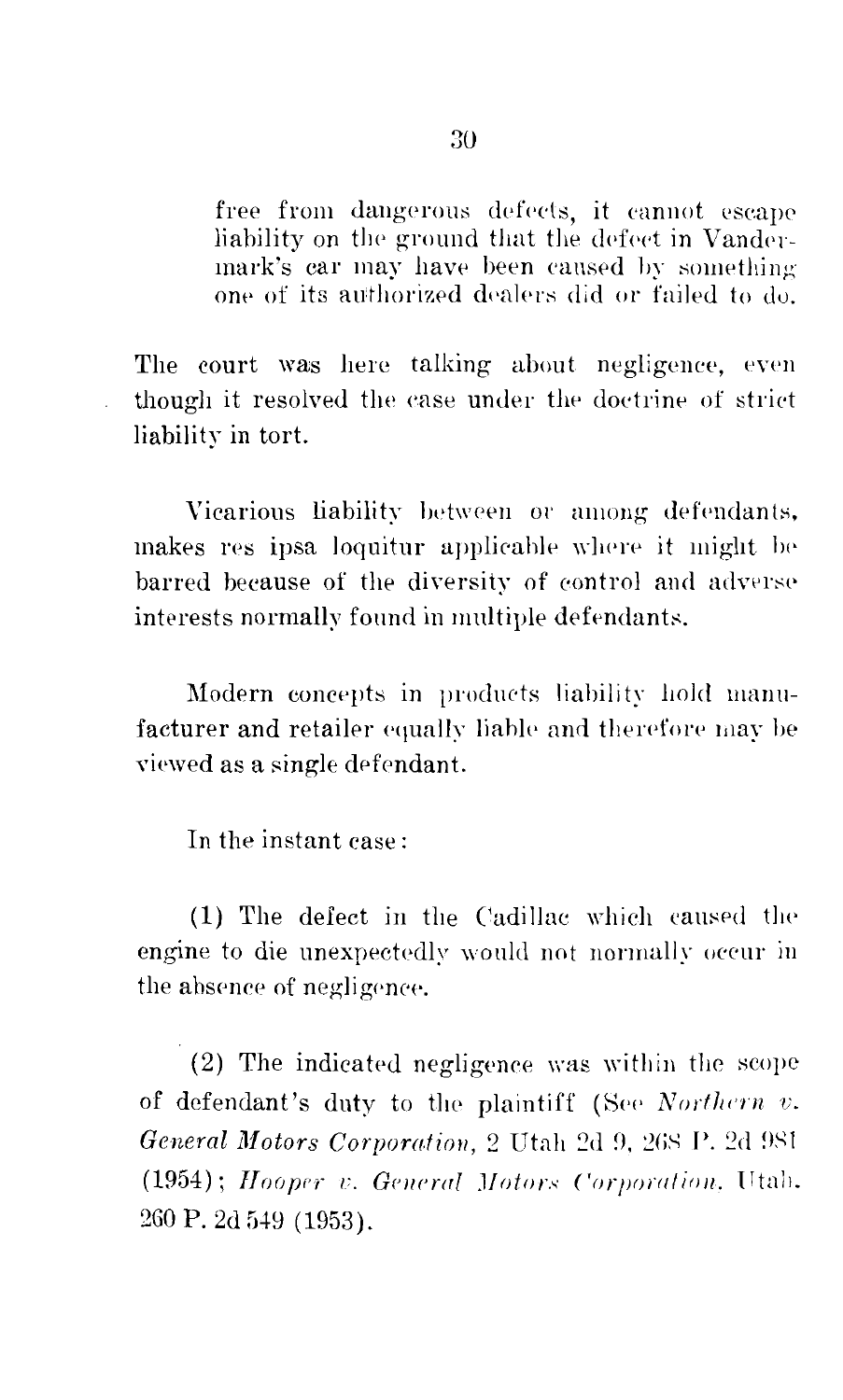> free from dangerous defects, it cannot escape liability on the ground that the defect in Vandermark's car may have been caused by something one of its authorized dealers did or failed to do.

The court was here talking about negligence, even though it resolved the case under the doctrine of strict liability in tort.

Vicarious liability between or among defendants, makes res ipsa loquitur applicable where it might be barred because of the diversity of control and adverse interests normally found in multiple defendants.

Modern concepts in products liability hold manufacturer and retailer equally liable and therefore may be viewed as a single defendant.

In the instant case:

(1) The defect in the Cadillac which caused the engine to die unexpectedly would not normally occur in the absence of negligence.

(2) The indicated negligence was within the scope of defendant's duty to the plaintiff (See *Northern v. General Motors Corporation*, 2 Utah 2d 9, 268 P. 2d 981 (1954); *Hooper v. General Motors Corporation*, Utah, 260 P. 2d 549 (1953).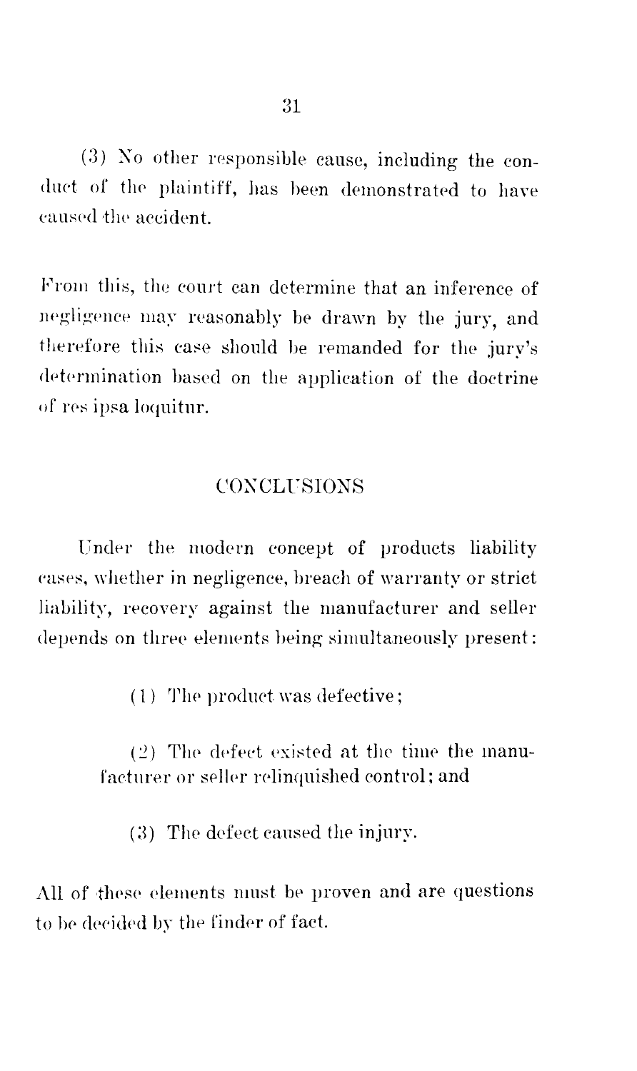(3) No other responsible cause, including the conduct of the plaintiff, has been demonstrated to have caused the accident.

From this, the court can determine that an inference of negligence may reasonably be drawn by the jury, and therefore this case should be remanded for the jury's determination based on the application of the doctrine of res ipsa loquitur.

## CONCLUSIONS

Under the modern concept of products liability cases, whether in negligence, breach of warranty or strict liability, recovery against the manufacturer and seller depends on three elements being simultaneously present:

(1) The product was defective;

(2) The defect existed at the time the manufacturer or seller relinquished control; and

(3) The defect caused the injury.

All of these elements must be proven and are questions to be decided by the finder of fact.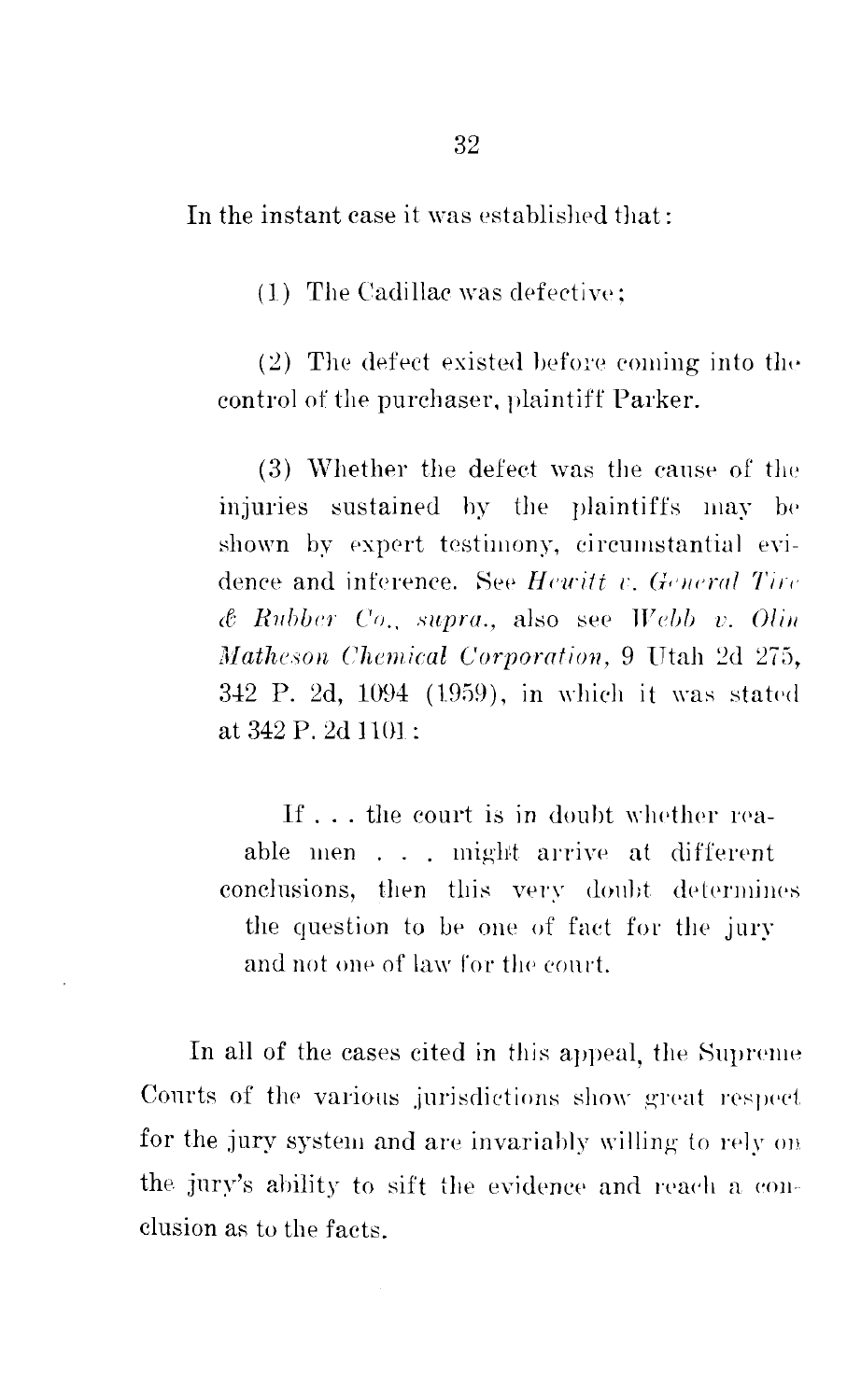In the instant case it was established that:

(1) The Cadillac was defective;

(2) The defect existed before coming into the control of the purchaser, plaintiff Parker.

(3) Whether the defect was the cause of the injuries sustained by the plaintiffs may be shown by expert testimony, circumstantial evidence and inference. See *Hewitt v. General Tire & Rubber Co., supra.*, also see *Webb v. Olin Matheson Chemical Corporation*, 9 Utah 2d 275, 342 P. 2d, 1094 (1959), in which it was stated at 342 P. 2d 1101:

> If . . . the court is in doubt whether reaable men . . . might arrive at different conclusions, then this very doubt determines the question to be one of fact for the jury and not one of law for the court.

In all of the cases cited in this appeal, the Supreme Courts of the various jurisdictions show great respect for the jury system and are invariably willing to rely on the jury's ability to sift the evidence and reach a conclusion as to the facts.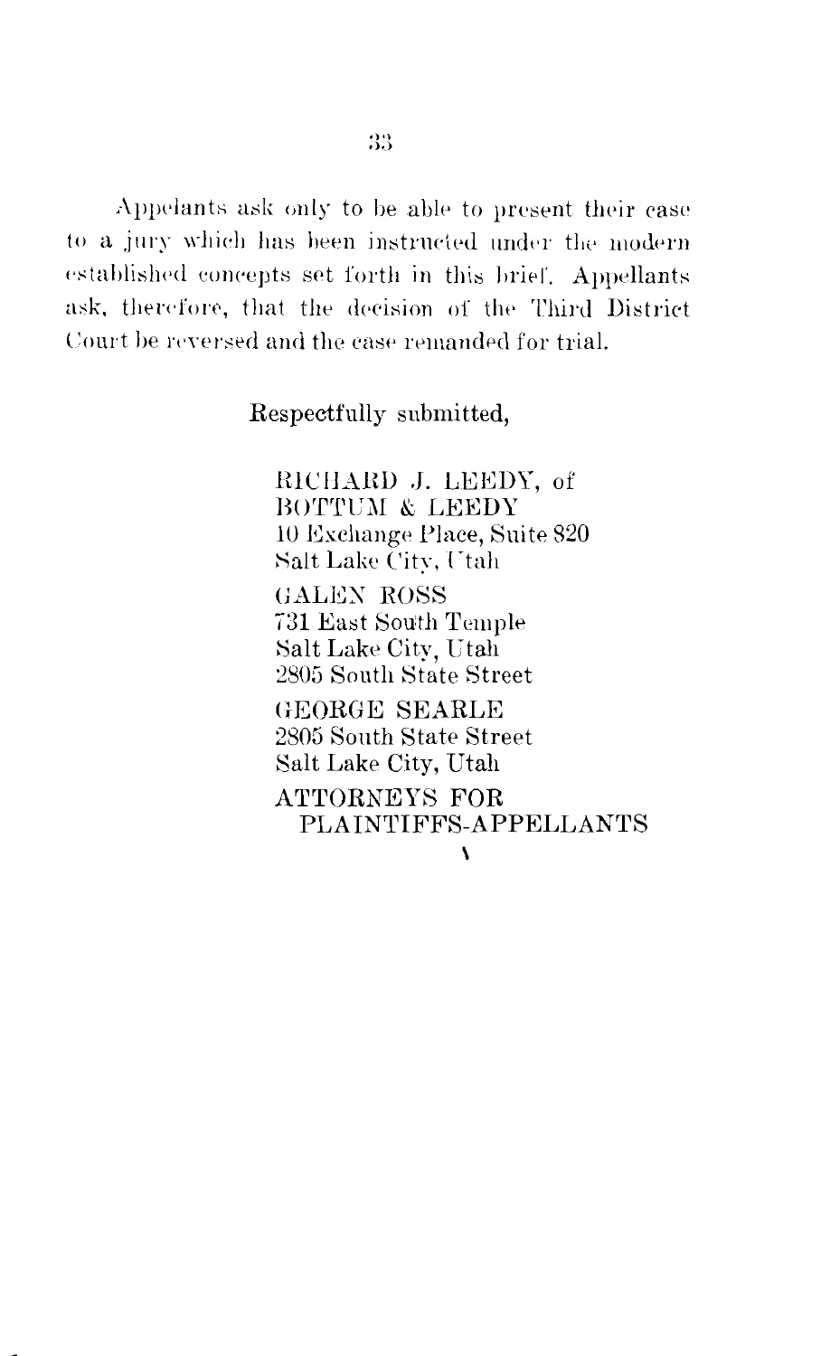Appelants ask only to be able to present their case to a jury which has been instructed under the modern established concepts set forth in this brief. Appellants ask, therefore, that the decision of the Third District Court be reversed and the case remanded for trial.

Respectfully submitted,

RICHARD J. LEEDY, of
BOTTUM & LEEDY
10 Exchange Place, Suite 820
Salt Lake City, Utah

GALEN ROSS
731 East South Temple
Salt Lake City, Utah
2805 South State Street

GEORGE SEARLE
2805 South State Street
Salt Lake City, Utah

ATTORNEYS FOR
PLAINTIFFS-APPELLANTS